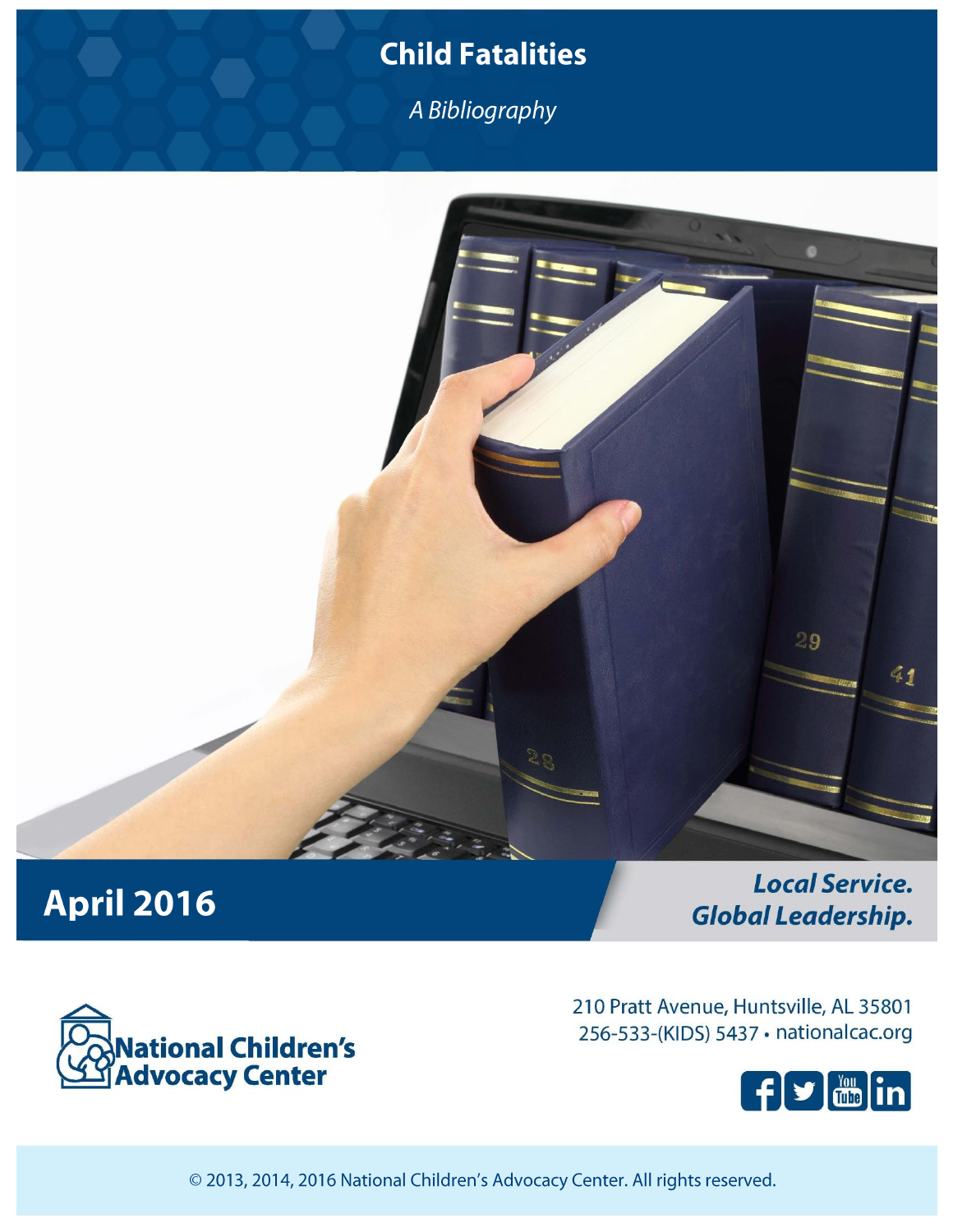# Child Fatalities

*A Bibliography*

**April 2016**

***Local Service. Global Leadership.***

**National Children's Advocacy Center**

210 Pratt Avenue, Huntsville, AL 35801
256-533-(KIDS) 5437 • nationalcac.org

© 2013, 2014, 2016 National Children's Advocacy Center. All rights reserved.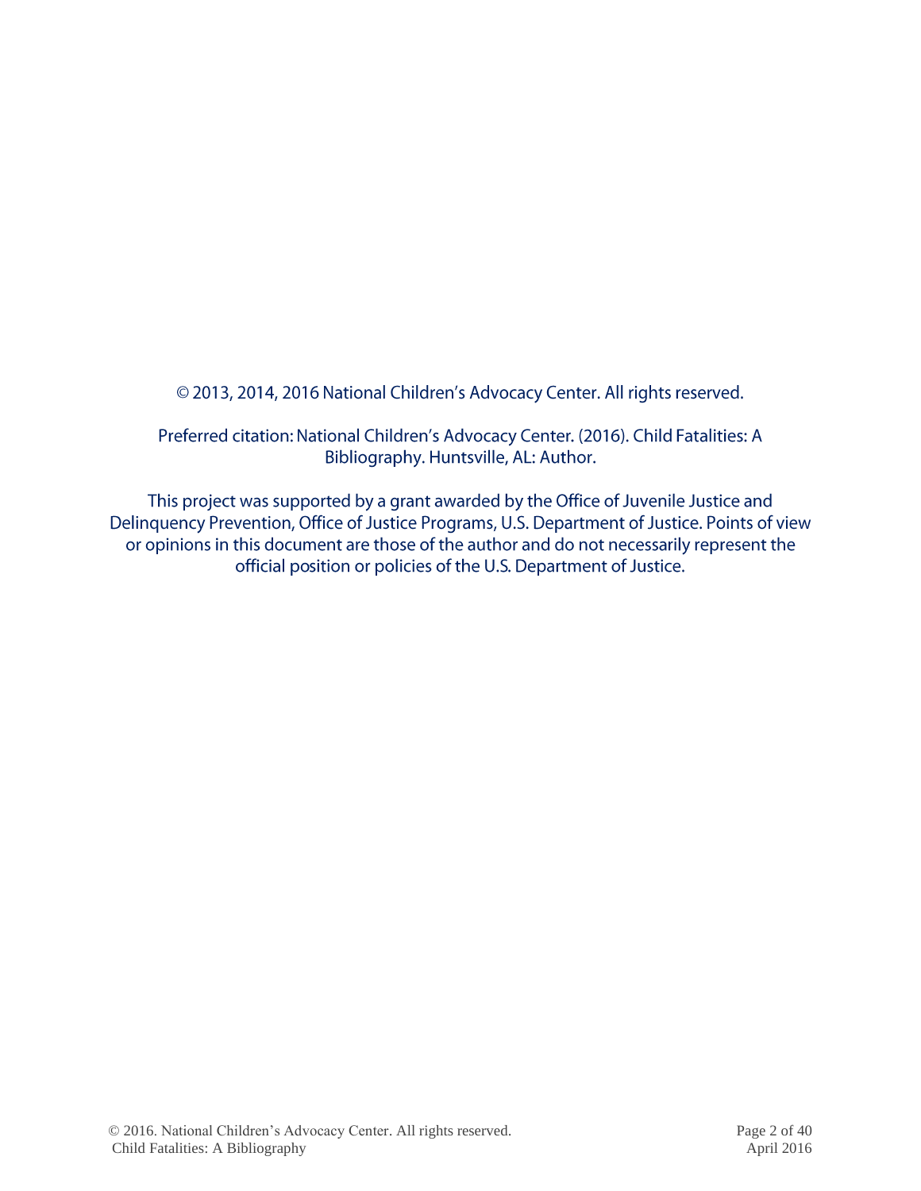© 2013, 2014, 2016 National Children's Advocacy Center. All rights reserved.

Preferred citation: National Children's Advocacy Center. (2016). Child Fatalities: A Bibliography. Huntsville, AL: Author.

This project was supported by a grant awarded by the Office of Juvenile Justice and Delinquency Prevention, Office of Justice Programs, U.S. Department of Justice. Points of view or opinions in this document are those of the author and do not necessarily represent the official position or policies of the U.S. Department of Justice.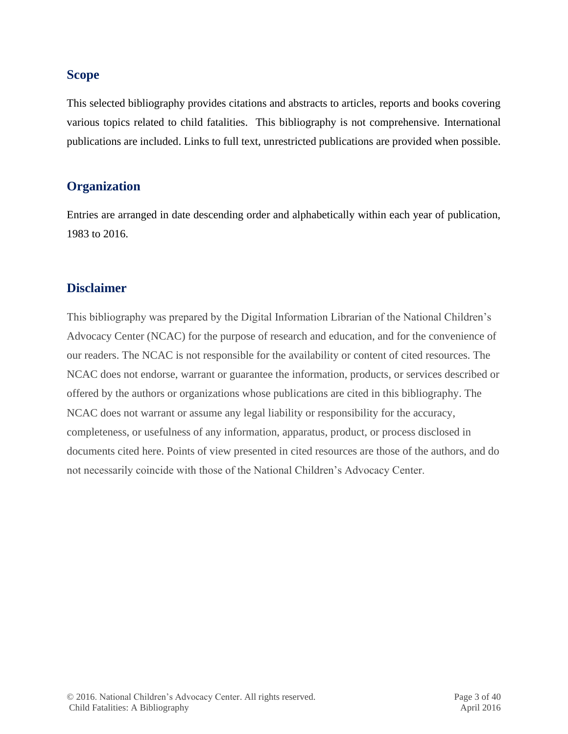## Scope

This selected bibliography provides citations and abstracts to articles, reports and books covering various topics related to child fatalities. This bibliography is not comprehensive. International publications are included. Links to full text, unrestricted publications are provided when possible.

## Organization

Entries are arranged in date descending order and alphabetically within each year of publication, 1983 to 2016.

## Disclaimer

This bibliography was prepared by the Digital Information Librarian of the National Children's Advocacy Center (NCAC) for the purpose of research and education, and for the convenience of our readers. The NCAC is not responsible for the availability or content of cited resources. The NCAC does not endorse, warrant or guarantee the information, products, or services described or offered by the authors or organizations whose publications are cited in this bibliography. The NCAC does not warrant or assume any legal liability or responsibility for the accuracy, completeness, or usefulness of any information, apparatus, product, or process disclosed in documents cited here. Points of view presented in cited resources are those of the authors, and do not necessarily coincide with those of the National Children's Advocacy Center.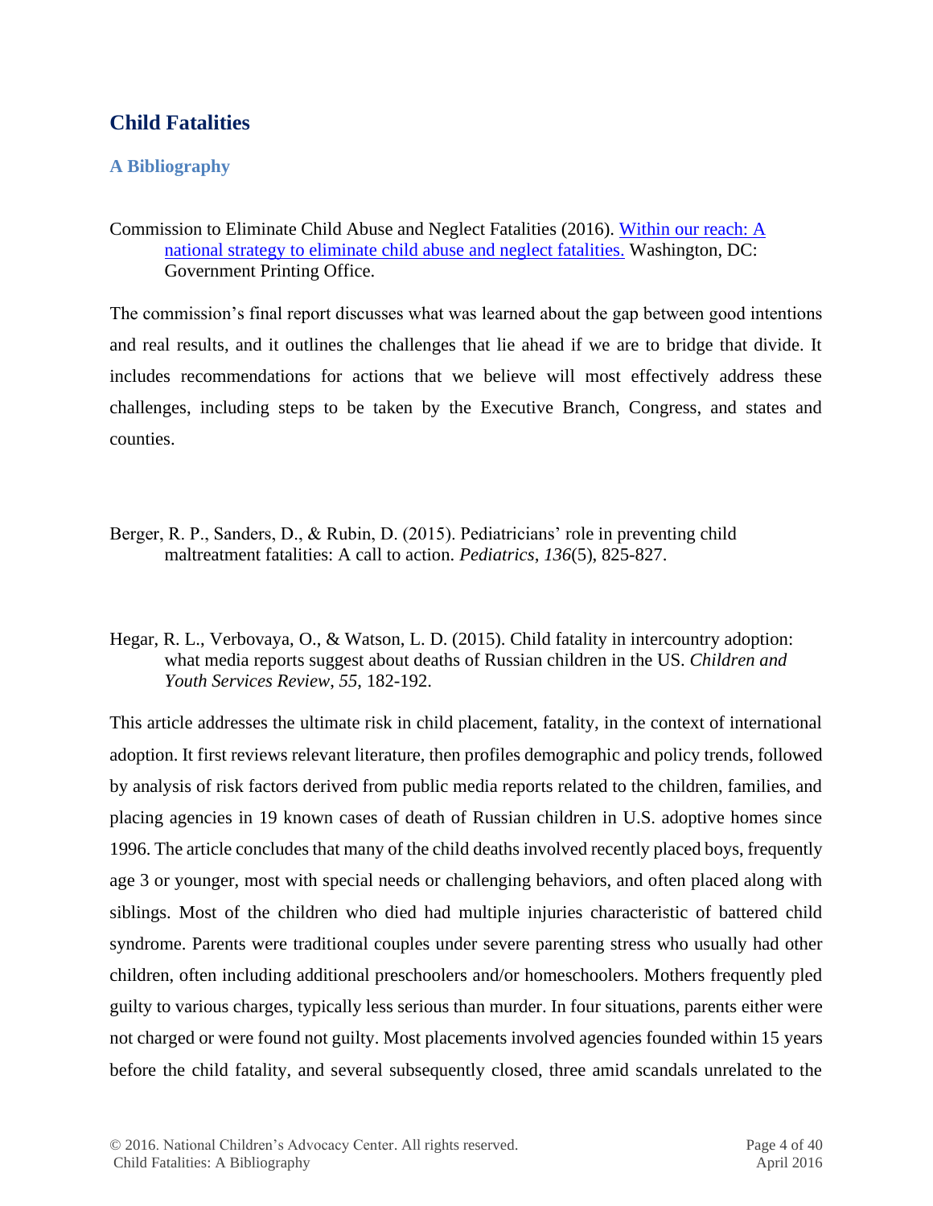# Child Fatalities

## A Bibliography

Commission to Eliminate Child Abuse and Neglect Fatalities (2016). [Within our reach: A national strategy to eliminate child abuse and neglect fatalities.]() Washington, DC: Government Printing Office.

The commission's final report discusses what was learned about the gap between good intentions and real results, and it outlines the challenges that lie ahead if we are to bridge that divide. It includes recommendations for actions that we believe will most effectively address these challenges, including steps to be taken by the Executive Branch, Congress, and states and counties.

Berger, R. P., Sanders, D., & Rubin, D. (2015). Pediatricians' role in preventing child maltreatment fatalities: A call to action. *Pediatrics*, *136*(5), 825-827.

Hegar, R. L., Verbovaya, O., & Watson, L. D. (2015). Child fatality in intercountry adoption: what media reports suggest about deaths of Russian children in the US. *Children and Youth Services Review*, *55*, 182-192.

This article addresses the ultimate risk in child placement, fatality, in the context of international adoption. It first reviews relevant literature, then profiles demographic and policy trends, followed by analysis of risk factors derived from public media reports related to the children, families, and placing agencies in 19 known cases of death of Russian children in U.S. adoptive homes since 1996. The article concludes that many of the child deaths involved recently placed boys, frequently age 3 or younger, most with special needs or challenging behaviors, and often placed along with siblings. Most of the children who died had multiple injuries characteristic of battered child syndrome. Parents were traditional couples under severe parenting stress who usually had other children, often including additional preschoolers and/or homeschoolers. Mothers frequently pled guilty to various charges, typically less serious than murder. In four situations, parents either were not charged or were found not guilty. Most placements involved agencies founded within 15 years before the child fatality, and several subsequently closed, three amid scandals unrelated to the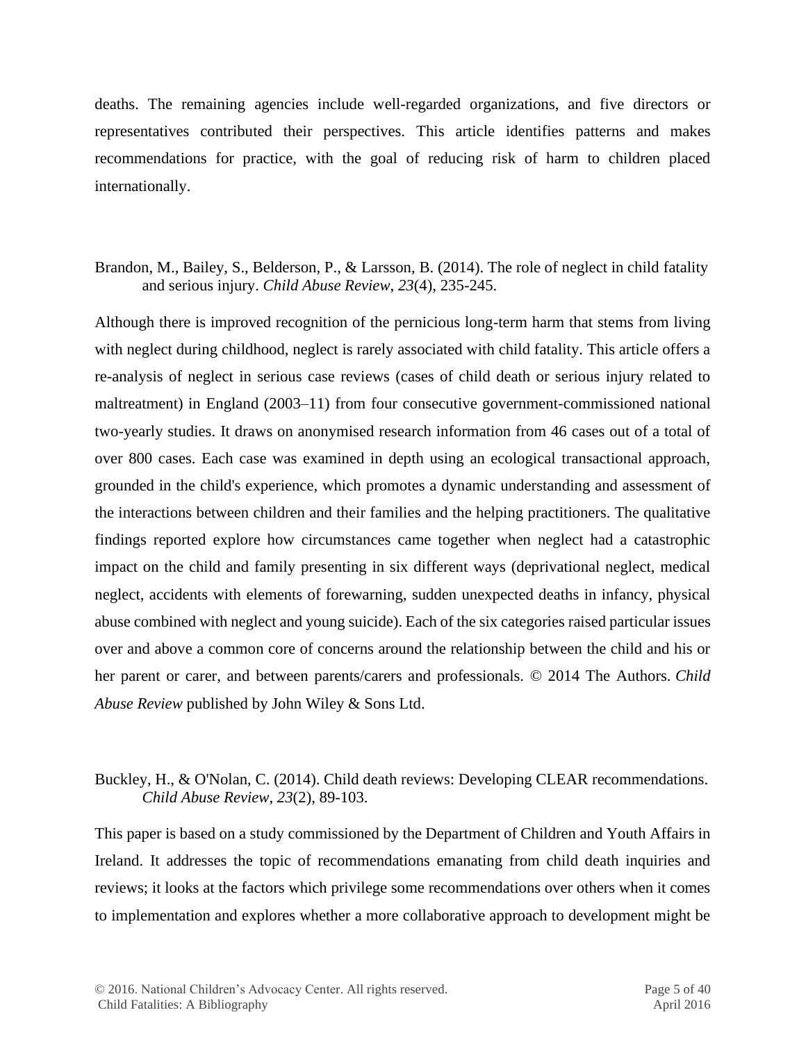deaths. The remaining agencies include well-regarded organizations, and five directors or representatives contributed their perspectives. This article identifies patterns and makes recommendations for practice, with the goal of reducing risk of harm to children placed internationally.

Brandon, M., Bailey, S., Belderson, P., & Larsson, B. (2014). The role of neglect in child fatality and serious injury. *Child Abuse Review*, *23*(4), 235-245.

Although there is improved recognition of the pernicious long-term harm that stems from living with neglect during childhood, neglect is rarely associated with child fatality. This article offers a re-analysis of neglect in serious case reviews (cases of child death or serious injury related to maltreatment) in England (2003–11) from four consecutive government-commissioned national two-yearly studies. It draws on anonymised research information from 46 cases out of a total of over 800 cases. Each case was examined in depth using an ecological transactional approach, grounded in the child's experience, which promotes a dynamic understanding and assessment of the interactions between children and their families and the helping practitioners. The qualitative findings reported explore how circumstances came together when neglect had a catastrophic impact on the child and family presenting in six different ways (deprivational neglect, medical neglect, accidents with elements of forewarning, sudden unexpected deaths in infancy, physical abuse combined with neglect and young suicide). Each of the six categories raised particular issues over and above a common core of concerns around the relationship between the child and his or her parent or carer, and between parents/carers and professionals. © 2014 The Authors. *Child Abuse Review* published by John Wiley & Sons Ltd.

Buckley, H., & O'Nolan, C. (2014). Child death reviews: Developing CLEAR recommendations. *Child Abuse Review*, *23*(2), 89-103.

This paper is based on a study commissioned by the Department of Children and Youth Affairs in Ireland. It addresses the topic of recommendations emanating from child death inquiries and reviews; it looks at the factors which privilege some recommendations over others when it comes to implementation and explores whether a more collaborative approach to development might be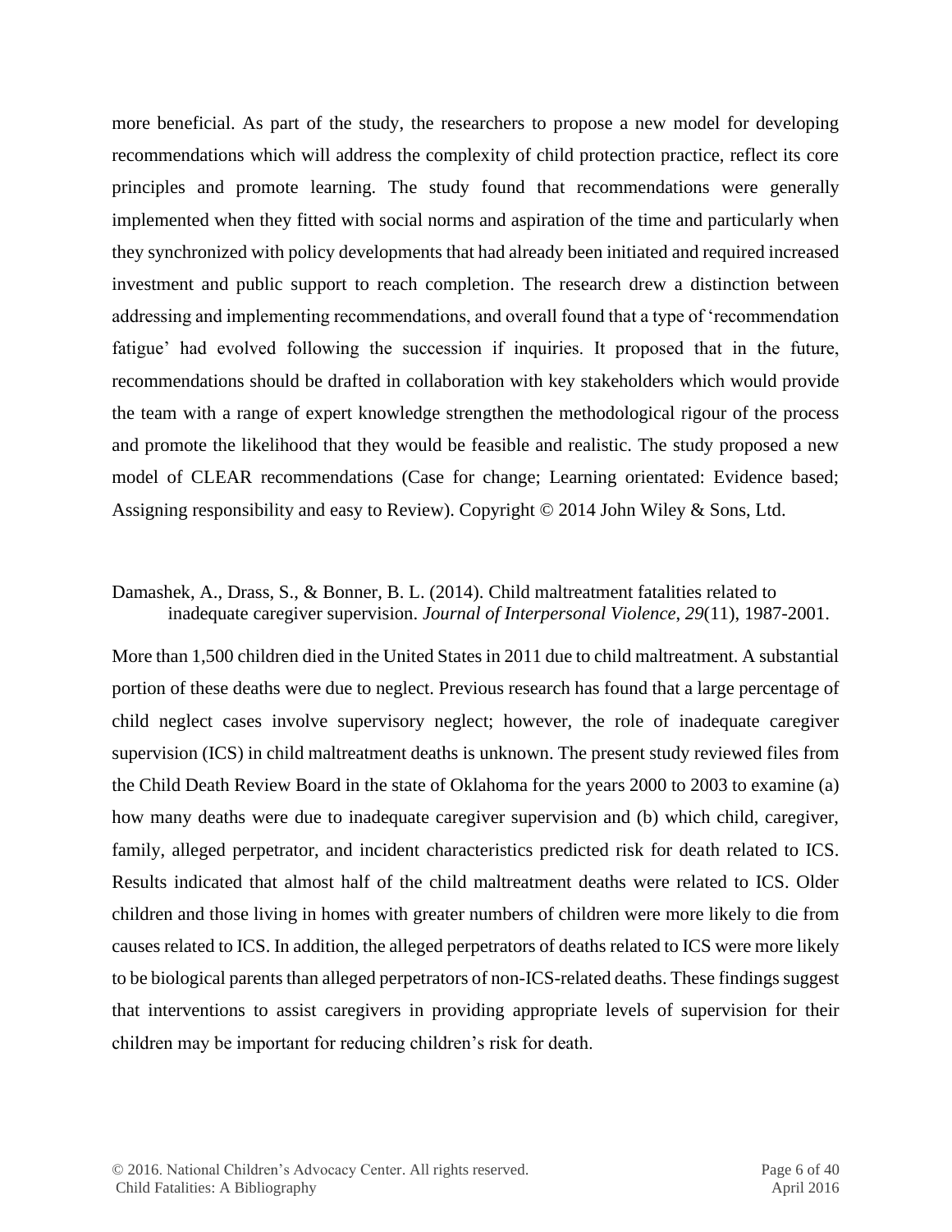more beneficial. As part of the study, the researchers to propose a new model for developing recommendations which will address the complexity of child protection practice, reflect its core principles and promote learning. The study found that recommendations were generally implemented when they fitted with social norms and aspiration of the time and particularly when they synchronized with policy developments that had already been initiated and required increased investment and public support to reach completion. The research drew a distinction between addressing and implementing recommendations, and overall found that a type of 'recommendation fatigue' had evolved following the succession if inquiries. It proposed that in the future, recommendations should be drafted in collaboration with key stakeholders which would provide the team with a range of expert knowledge strengthen the methodological rigour of the process and promote the likelihood that they would be feasible and realistic. The study proposed a new model of CLEAR recommendations (Case for change; Learning orientated: Evidence based; Assigning responsibility and easy to Review). Copyright © 2014 John Wiley & Sons, Ltd.

Damashek, A., Drass, S., & Bonner, B. L. (2014). Child maltreatment fatalities related to inadequate caregiver supervision. *Journal of Interpersonal Violence, 29*(11), 1987-2001.

More than 1,500 children died in the United States in 2011 due to child maltreatment. A substantial portion of these deaths were due to neglect. Previous research has found that a large percentage of child neglect cases involve supervisory neglect; however, the role of inadequate caregiver supervision (ICS) in child maltreatment deaths is unknown. The present study reviewed files from the Child Death Review Board in the state of Oklahoma for the years 2000 to 2003 to examine (a) how many deaths were due to inadequate caregiver supervision and (b) which child, caregiver, family, alleged perpetrator, and incident characteristics predicted risk for death related to ICS. Results indicated that almost half of the child maltreatment deaths were related to ICS. Older children and those living in homes with greater numbers of children were more likely to die from causes related to ICS. In addition, the alleged perpetrators of deaths related to ICS were more likely to be biological parents than alleged perpetrators of non-ICS-related deaths. These findings suggest that interventions to assist caregivers in providing appropriate levels of supervision for their children may be important for reducing children's risk for death.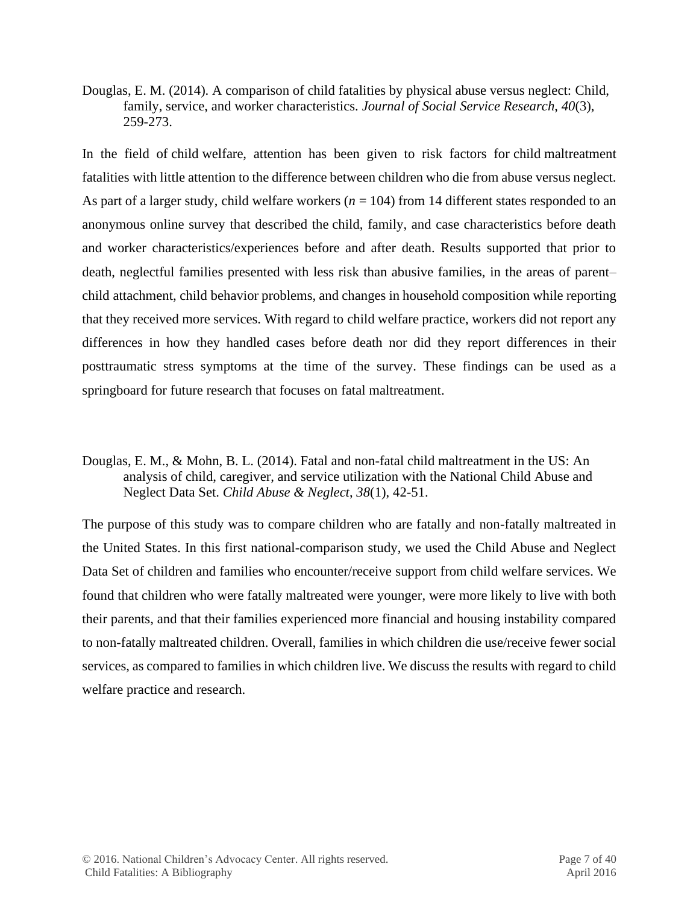Douglas, E. M. (2014). A comparison of child fatalities by physical abuse versus neglect: Child, family, service, and worker characteristics. *Journal of Social Service Research*, *40*(3), 259-273.

In the field of child welfare, attention has been given to risk factors for child maltreatment fatalities with little attention to the difference between children who die from abuse versus neglect. As part of a larger study, child welfare workers ($n$ = 104) from 14 different states responded to an anonymous online survey that described the child, family, and case characteristics before death and worker characteristics/experiences before and after death. Results supported that prior to death, neglectful families presented with less risk than abusive families, in the areas of parent–child attachment, child behavior problems, and changes in household composition while reporting that they received more services. With regard to child welfare practice, workers did not report any differences in how they handled cases before death nor did they report differences in their posttraumatic stress symptoms at the time of the survey. These findings can be used as a springboard for future research that focuses on fatal maltreatment.

Douglas, E. M., & Mohn, B. L. (2014). Fatal and non-fatal child maltreatment in the US: An analysis of child, caregiver, and service utilization with the National Child Abuse and Neglect Data Set. *Child Abuse & Neglect*, *38*(1), 42-51.

The purpose of this study was to compare children who are fatally and non-fatally maltreated in the United States. In this first national-comparison study, we used the Child Abuse and Neglect Data Set of children and families who encounter/receive support from child welfare services. We found that children who were fatally maltreated were younger, were more likely to live with both their parents, and that their families experienced more financial and housing instability compared to non-fatally maltreated children. Overall, families in which children die use/receive fewer social services, as compared to families in which children live. We discuss the results with regard to child welfare practice and research.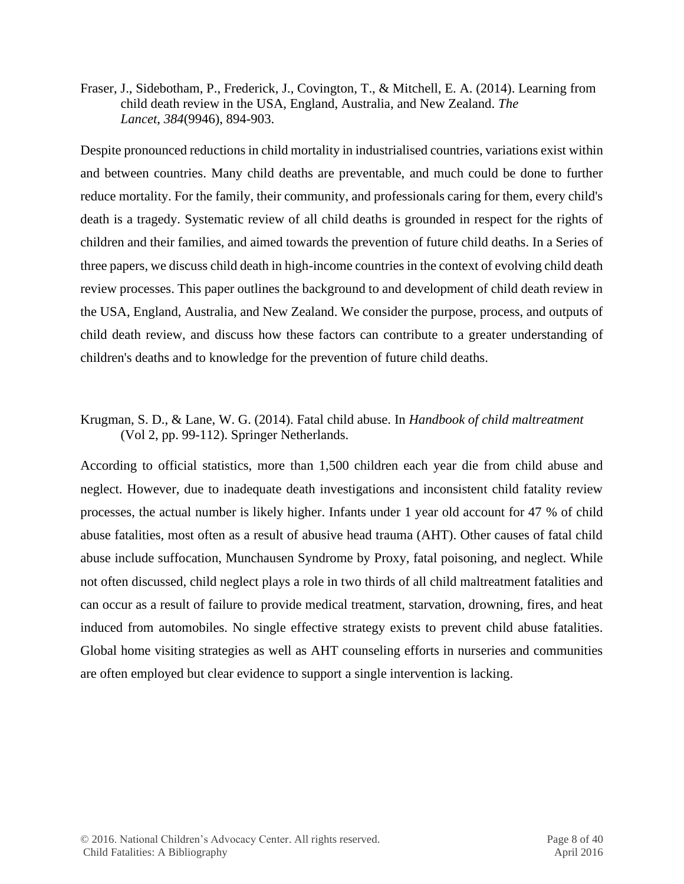Fraser, J., Sidebotham, P., Frederick, J., Covington, T., & Mitchell, E. A. (2014). Learning from child death review in the USA, England, Australia, and New Zealand. *The Lancet*, *384*(9946), 894-903.

Despite pronounced reductions in child mortality in industrialised countries, variations exist within and between countries. Many child deaths are preventable, and much could be done to further reduce mortality. For the family, their community, and professionals caring for them, every child's death is a tragedy. Systematic review of all child deaths is grounded in respect for the rights of children and their families, and aimed towards the prevention of future child deaths. In a Series of three papers, we discuss child death in high-income countries in the context of evolving child death review processes. This paper outlines the background to and development of child death review in the USA, England, Australia, and New Zealand. We consider the purpose, process, and outputs of child death review, and discuss how these factors can contribute to a greater understanding of children's deaths and to knowledge for the prevention of future child deaths.

Krugman, S. D., & Lane, W. G. (2014). Fatal child abuse. In *Handbook of child maltreatment* (Vol 2, pp. 99-112). Springer Netherlands.

According to official statistics, more than 1,500 children each year die from child abuse and neglect. However, due to inadequate death investigations and inconsistent child fatality review processes, the actual number is likely higher. Infants under 1 year old account for 47 % of child abuse fatalities, most often as a result of abusive head trauma (AHT). Other causes of fatal child abuse include suffocation, Munchausen Syndrome by Proxy, fatal poisoning, and neglect. While not often discussed, child neglect plays a role in two thirds of all child maltreatment fatalities and can occur as a result of failure to provide medical treatment, starvation, drowning, fires, and heat induced from automobiles. No single effective strategy exists to prevent child abuse fatalities. Global home visiting strategies as well as AHT counseling efforts in nurseries and communities are often employed but clear evidence to support a single intervention is lacking.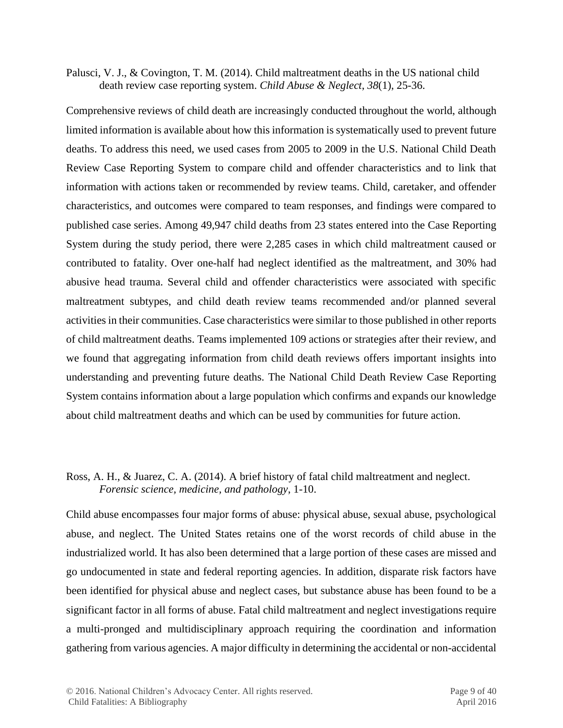Palusci, V. J., & Covington, T. M. (2014). Child maltreatment deaths in the US national child death review case reporting system. *Child Abuse & Neglect*, *38*(1), 25-36.

Comprehensive reviews of child death are increasingly conducted throughout the world, although limited information is available about how this information is systematically used to prevent future deaths. To address this need, we used cases from 2005 to 2009 in the U.S. National Child Death Review Case Reporting System to compare child and offender characteristics and to link that information with actions taken or recommended by review teams. Child, caretaker, and offender characteristics, and outcomes were compared to team responses, and findings were compared to published case series. Among 49,947 child deaths from 23 states entered into the Case Reporting System during the study period, there were 2,285 cases in which child maltreatment caused or contributed to fatality. Over one-half had neglect identified as the maltreatment, and 30% had abusive head trauma. Several child and offender characteristics were associated with specific maltreatment subtypes, and child death review teams recommended and/or planned several activities in their communities. Case characteristics were similar to those published in other reports of child maltreatment deaths. Teams implemented 109 actions or strategies after their review, and we found that aggregating information from child death reviews offers important insights into understanding and preventing future deaths. The National Child Death Review Case Reporting System contains information about a large population which confirms and expands our knowledge about child maltreatment deaths and which can be used by communities for future action.

Ross, A. H., & Juarez, C. A. (2014). A brief history of fatal child maltreatment and neglect. *Forensic science, medicine, and pathology*, 1-10.

Child abuse encompasses four major forms of abuse: physical abuse, sexual abuse, psychological abuse, and neglect. The United States retains one of the worst records of child abuse in the industrialized world. It has also been determined that a large portion of these cases are missed and go undocumented in state and federal reporting agencies. In addition, disparate risk factors have been identified for physical abuse and neglect cases, but substance abuse has been found to be a significant factor in all forms of abuse. Fatal child maltreatment and neglect investigations require a multi-pronged and multidisciplinary approach requiring the coordination and information gathering from various agencies. A major difficulty in determining the accidental or non-accidental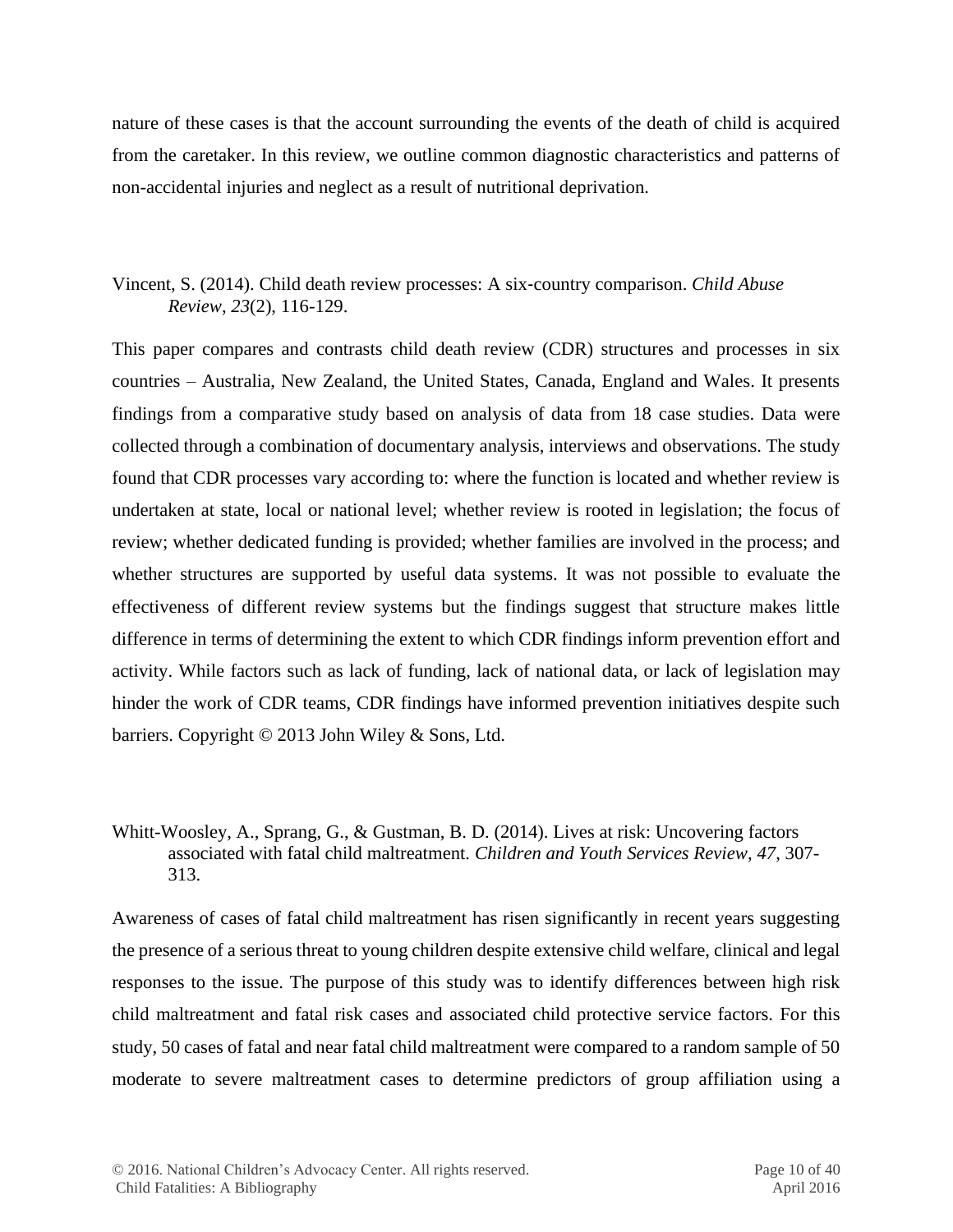nature of these cases is that the account surrounding the events of the death of child is acquired from the caretaker. In this review, we outline common diagnostic characteristics and patterns of non-accidental injuries and neglect as a result of nutritional deprivation.

Vincent, S. (2014). Child death review processes: A six-country comparison. *Child Abuse Review*, *23*(2), 116-129.

This paper compares and contrasts child death review (CDR) structures and processes in six countries – Australia, New Zealand, the United States, Canada, England and Wales. It presents findings from a comparative study based on analysis of data from 18 case studies. Data were collected through a combination of documentary analysis, interviews and observations. The study found that CDR processes vary according to: where the function is located and whether review is undertaken at state, local or national level; whether review is rooted in legislation; the focus of review; whether dedicated funding is provided; whether families are involved in the process; and whether structures are supported by useful data systems. It was not possible to evaluate the effectiveness of different review systems but the findings suggest that structure makes little difference in terms of determining the extent to which CDR findings inform prevention effort and activity. While factors such as lack of funding, lack of national data, or lack of legislation may hinder the work of CDR teams, CDR findings have informed prevention initiatives despite such barriers. Copyright © 2013 John Wiley & Sons, Ltd.

Whitt-Woosley, A., Sprang, G., & Gustman, B. D. (2014). Lives at risk: Uncovering factors associated with fatal child maltreatment. *Children and Youth Services Review*, *47*, 307-313.

Awareness of cases of fatal child maltreatment has risen significantly in recent years suggesting the presence of a serious threat to young children despite extensive child welfare, clinical and legal responses to the issue. The purpose of this study was to identify differences between high risk child maltreatment and fatal risk cases and associated child protective service factors. For this study, 50 cases of fatal and near fatal child maltreatment were compared to a random sample of 50 moderate to severe maltreatment cases to determine predictors of group affiliation using a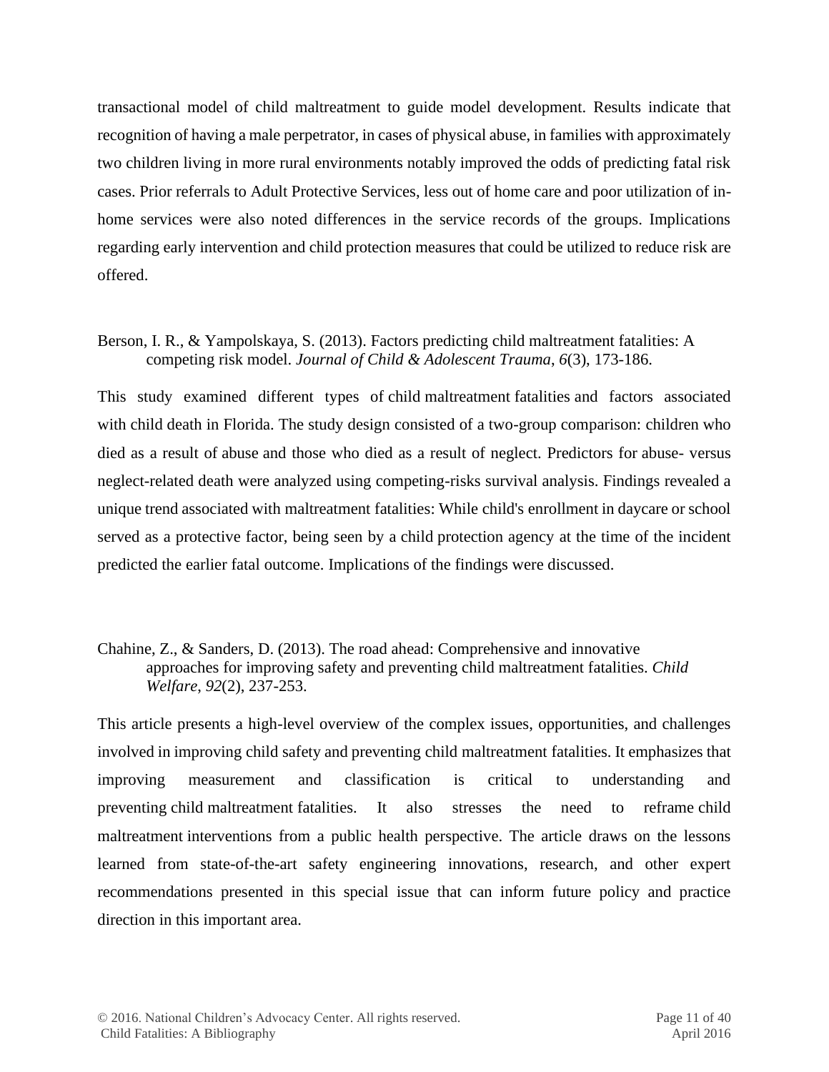transactional model of child maltreatment to guide model development. Results indicate that recognition of having a male perpetrator, in cases of physical abuse, in families with approximately two children living in more rural environments notably improved the odds of predicting fatal risk cases. Prior referrals to Adult Protective Services, less out of home care and poor utilization of in-home services were also noted differences in the service records of the groups. Implications regarding early intervention and child protection measures that could be utilized to reduce risk are offered.

Berson, I. R., & Yampolskaya, S. (2013). Factors predicting child maltreatment fatalities: A competing risk model. *Journal of Child & Adolescent Trauma*, *6*(3), 173-186.

This study examined different types of child maltreatment fatalities and factors associated with child death in Florida. The study design consisted of a two-group comparison: children who died as a result of abuse and those who died as a result of neglect. Predictors for abuse- versus neglect-related death were analyzed using competing-risks survival analysis. Findings revealed a unique trend associated with maltreatment fatalities: While child's enrollment in daycare or school served as a protective factor, being seen by a child protection agency at the time of the incident predicted the earlier fatal outcome. Implications of the findings were discussed.

Chahine, Z., & Sanders, D. (2013). The road ahead: Comprehensive and innovative approaches for improving safety and preventing child maltreatment fatalities. *Child Welfare*, *92*(2), 237-253.

This article presents a high-level overview of the complex issues, opportunities, and challenges involved in improving child safety and preventing child maltreatment fatalities. It emphasizes that improving measurement and classification is critical to understanding and preventing child maltreatment fatalities. It also stresses the need to reframe child maltreatment interventions from a public health perspective. The article draws on the lessons learned from state-of-the-art safety engineering innovations, research, and other expert recommendations presented in this special issue that can inform future policy and practice direction in this important area.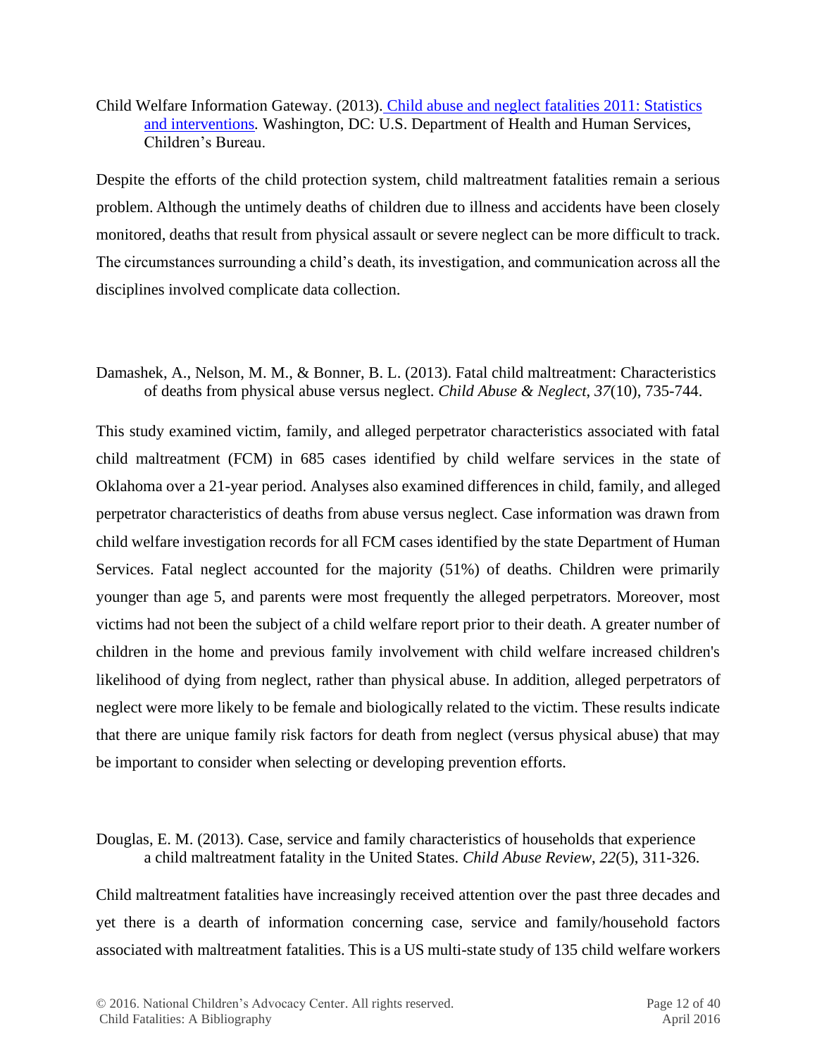Child Welfare Information Gateway. (2013). Child abuse and neglect fatalities 2011: Statistics and interventions. Washington, DC: U.S. Department of Health and Human Services, Children's Bureau.

Despite the efforts of the child protection system, child maltreatment fatalities remain a serious problem. Although the untimely deaths of children due to illness and accidents have been closely monitored, deaths that result from physical assault or severe neglect can be more difficult to track. The circumstances surrounding a child's death, its investigation, and communication across all the disciplines involved complicate data collection.

Damashek, A., Nelson, M. M., & Bonner, B. L. (2013). Fatal child maltreatment: Characteristics of deaths from physical abuse versus neglect. *Child Abuse & Neglect*, *37*(10), 735-744.

This study examined victim, family, and alleged perpetrator characteristics associated with fatal child maltreatment (FCM) in 685 cases identified by child welfare services in the state of Oklahoma over a 21-year period. Analyses also examined differences in child, family, and alleged perpetrator characteristics of deaths from abuse versus neglect. Case information was drawn from child welfare investigation records for all FCM cases identified by the state Department of Human Services. Fatal neglect accounted for the majority (51%) of deaths. Children were primarily younger than age 5, and parents were most frequently the alleged perpetrators. Moreover, most victims had not been the subject of a child welfare report prior to their death. A greater number of children in the home and previous family involvement with child welfare increased children's likelihood of dying from neglect, rather than physical abuse. In addition, alleged perpetrators of neglect were more likely to be female and biologically related to the victim. These results indicate that there are unique family risk factors for death from neglect (versus physical abuse) that may be important to consider when selecting or developing prevention efforts.

Douglas, E. M. (2013). Case, service and family characteristics of households that experience a child maltreatment fatality in the United States. *Child Abuse Review*, *22*(5), 311-326.

Child maltreatment fatalities have increasingly received attention over the past three decades and yet there is a dearth of information concerning case, service and family/household factors associated with maltreatment fatalities. This is a US multi-state study of 135 child welfare workers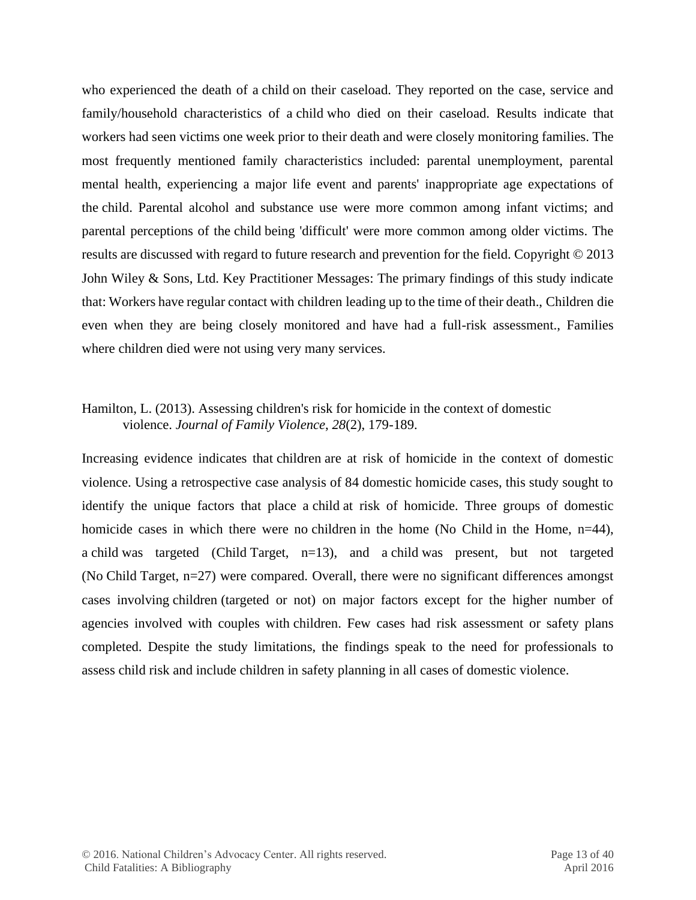who experienced the death of a child on their caseload. They reported on the case, service and family/household characteristics of a child who died on their caseload. Results indicate that workers had seen victims one week prior to their death and were closely monitoring families. The most frequently mentioned family characteristics included: parental unemployment, parental mental health, experiencing a major life event and parents' inappropriate age expectations of the child. Parental alcohol and substance use were more common among infant victims; and parental perceptions of the child being 'difficult' were more common among older victims. The results are discussed with regard to future research and prevention for the field. Copyright © 2013 John Wiley & Sons, Ltd. Key Practitioner Messages: The primary findings of this study indicate that: Workers have regular contact with children leading up to the time of their death., Children die even when they are being closely monitored and have had a full-risk assessment., Families where children died were not using very many services.

Hamilton, L. (2013). Assessing children's risk for homicide in the context of domestic violence. *Journal of Family Violence*, *28*(2), 179-189.

Increasing evidence indicates that children are at risk of homicide in the context of domestic violence. Using a retrospective case analysis of 84 domestic homicide cases, this study sought to identify the unique factors that place a child at risk of homicide. Three groups of domestic homicide cases in which there were no children in the home (No Child in the Home, n=44), a child was targeted (Child Target, n=13), and a child was present, but not targeted (No Child Target, n=27) were compared. Overall, there were no significant differences amongst cases involving children (targeted or not) on major factors except for the higher number of agencies involved with couples with children. Few cases had risk assessment or safety plans completed. Despite the study limitations, the findings speak to the need for professionals to assess child risk and include children in safety planning in all cases of domestic violence.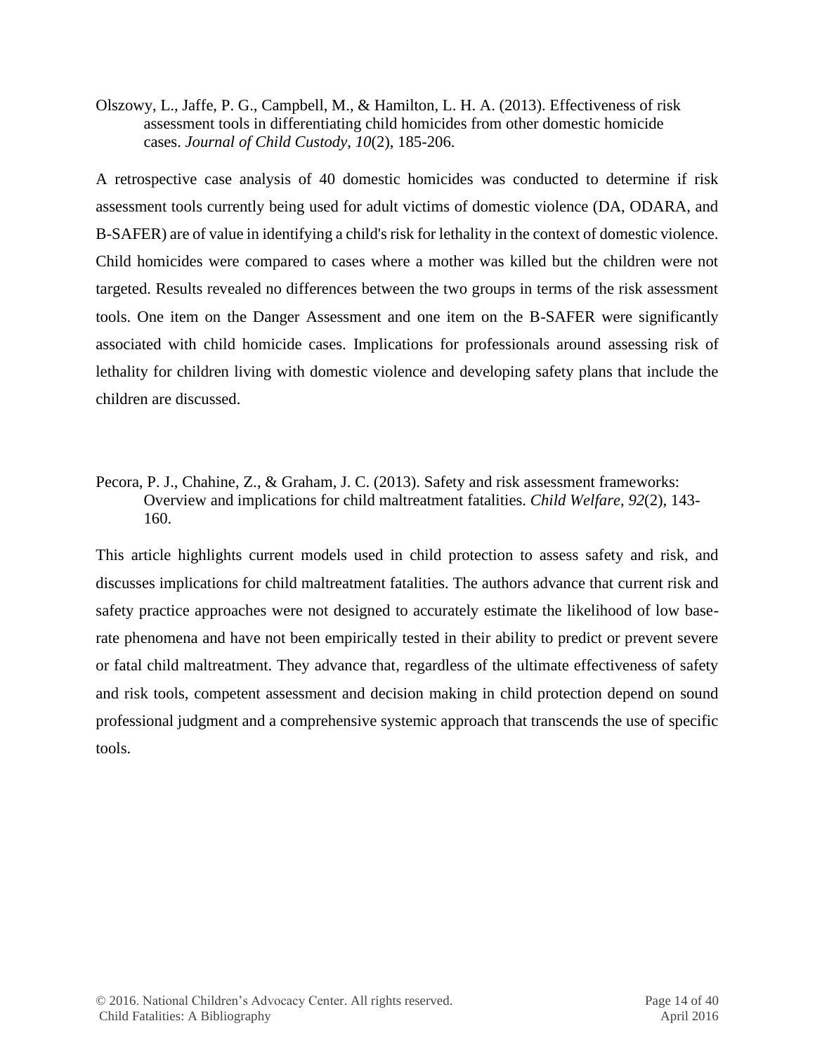Olszowy, L., Jaffe, P. G., Campbell, M., & Hamilton, L. H. A. (2013). Effectiveness of risk assessment tools in differentiating child homicides from other domestic homicide cases. *Journal of Child Custody*, *10*(2), 185-206.

A retrospective case analysis of 40 domestic homicides was conducted to determine if risk assessment tools currently being used for adult victims of domestic violence (DA, ODARA, and B-SAFER) are of value in identifying a child's risk for lethality in the context of domestic violence. Child homicides were compared to cases where a mother was killed but the children were not targeted. Results revealed no differences between the two groups in terms of the risk assessment tools. One item on the Danger Assessment and one item on the B-SAFER were significantly associated with child homicide cases. Implications for professionals around assessing risk of lethality for children living with domestic violence and developing safety plans that include the children are discussed.

Pecora, P. J., Chahine, Z., & Graham, J. C. (2013). Safety and risk assessment frameworks: Overview and implications for child maltreatment fatalities. *Child Welfare*, *92*(2), 143-160.

This article highlights current models used in child protection to assess safety and risk, and discusses implications for child maltreatment fatalities. The authors advance that current risk and safety practice approaches were not designed to accurately estimate the likelihood of low base-rate phenomena and have not been empirically tested in their ability to predict or prevent severe or fatal child maltreatment. They advance that, regardless of the ultimate effectiveness of safety and risk tools, competent assessment and decision making in child protection depend on sound professional judgment and a comprehensive systemic approach that transcends the use of specific tools.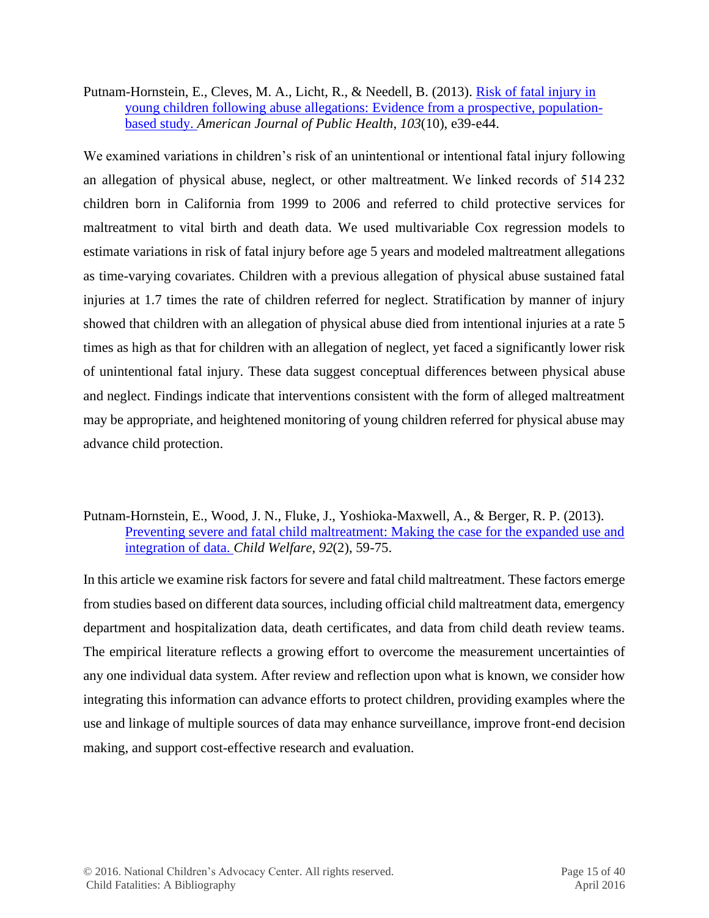Putnam-Hornstein, E., Cleves, M. A., Licht, R., & Needell, B. (2013). [Risk of fatal injury in young children following abuse allegations: Evidence from a prospective, population-based study.](#) *American Journal of Public Health*, *103*(10), e39-e44.

We examined variations in children's risk of an unintentional or intentional fatal injury following an allegation of physical abuse, neglect, or other maltreatment. We linked records of 514 232 children born in California from 1999 to 2006 and referred to child protective services for maltreatment to vital birth and death data. We used multivariable Cox regression models to estimate variations in risk of fatal injury before age 5 years and modeled maltreatment allegations as time-varying covariates. Children with a previous allegation of physical abuse sustained fatal injuries at 1.7 times the rate of children referred for neglect. Stratification by manner of injury showed that children with an allegation of physical abuse died from intentional injuries at a rate 5 times as high as that for children with an allegation of neglect, yet faced a significantly lower risk of unintentional fatal injury. These data suggest conceptual differences between physical abuse and neglect. Findings indicate that interventions consistent with the form of alleged maltreatment may be appropriate, and heightened monitoring of young children referred for physical abuse may advance child protection.

Putnam-Hornstein, E., Wood, J. N., Fluke, J., Yoshioka-Maxwell, A., & Berger, R. P. (2013). [Preventing severe and fatal child maltreatment: Making the case for the expanded use and integration of data.](#) *Child Welfare*, *92*(2), 59-75.

In this article we examine risk factors for severe and fatal child maltreatment. These factors emerge from studies based on different data sources, including official child maltreatment data, emergency department and hospitalization data, death certificates, and data from child death review teams. The empirical literature reflects a growing effort to overcome the measurement uncertainties of any one individual data system. After review and reflection upon what is known, we consider how integrating this information can advance efforts to protect children, providing examples where the use and linkage of multiple sources of data may enhance surveillance, improve front-end decision making, and support cost-effective research and evaluation.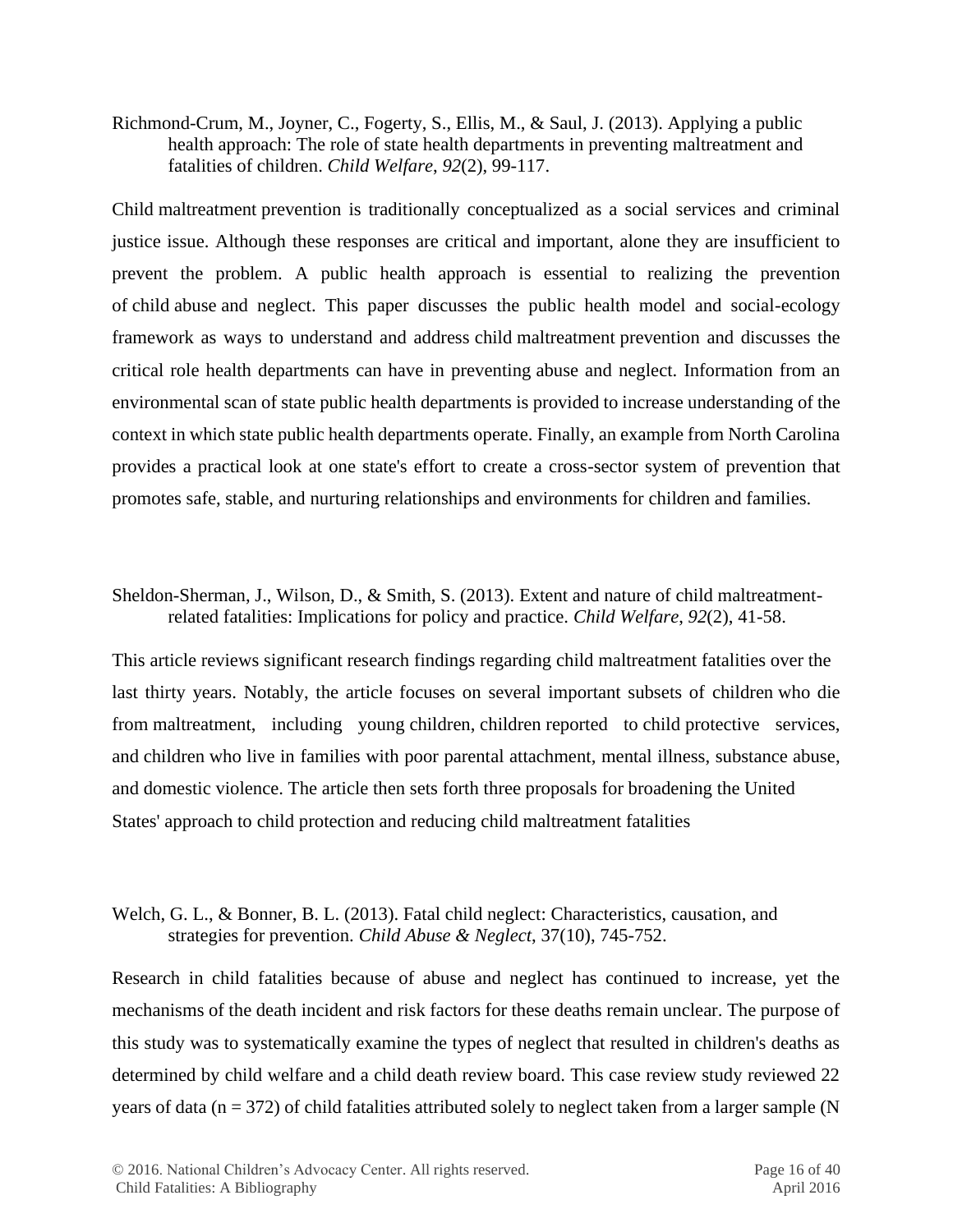Richmond-Crum, M., Joyner, C., Fogerty, S., Ellis, M., & Saul, J. (2013). Applying a public health approach: The role of state health departments in preventing maltreatment and fatalities of children. *Child Welfare, 92*(2), 99-117.

Child maltreatment prevention is traditionally conceptualized as a social services and criminal justice issue. Although these responses are critical and important, alone they are insufficient to prevent the problem. A public health approach is essential to realizing the prevention of child abuse and neglect. This paper discusses the public health model and social-ecology framework as ways to understand and address child maltreatment prevention and discusses the critical role health departments can have in preventing abuse and neglect. Information from an environmental scan of state public health departments is provided to increase understanding of the context in which state public health departments operate. Finally, an example from North Carolina provides a practical look at one state's effort to create a cross-sector system of prevention that promotes safe, stable, and nurturing relationships and environments for children and families.

Sheldon-Sherman, J., Wilson, D., & Smith, S. (2013). Extent and nature of child maltreatment-related fatalities: Implications for policy and practice. *Child Welfare, 92*(2), 41-58.

This article reviews significant research findings regarding child maltreatment fatalities over the last thirty years. Notably, the article focuses on several important subsets of children who die from maltreatment, including young children, children reported to child protective services, and children who live in families with poor parental attachment, mental illness, substance abuse, and domestic violence. The article then sets forth three proposals for broadening the United States' approach to child protection and reducing child maltreatment fatalities

Welch, G. L., & Bonner, B. L. (2013). Fatal child neglect: Characteristics, causation, and strategies for prevention. *Child Abuse & Neglect*, 37(10), 745-752.

Research in child fatalities because of abuse and neglect has continued to increase, yet the mechanisms of the death incident and risk factors for these deaths remain unclear. The purpose of this study was to systematically examine the types of neglect that resulted in children's deaths as determined by child welfare and a child death review board. This case review study reviewed 22 years of data ($n = 372$) of child fatalities attributed solely to neglect taken from a larger sample (N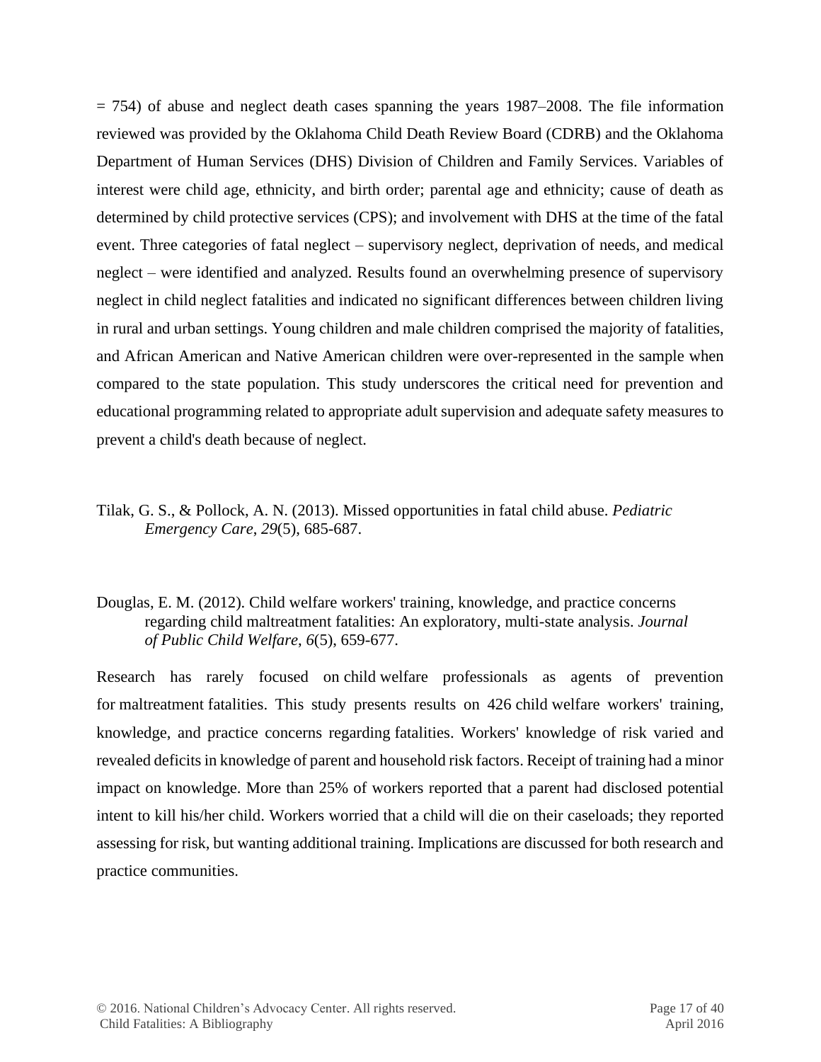= 754) of abuse and neglect death cases spanning the years 1987–2008. The file information reviewed was provided by the Oklahoma Child Death Review Board (CDRB) and the Oklahoma Department of Human Services (DHS) Division of Children and Family Services. Variables of interest were child age, ethnicity, and birth order; parental age and ethnicity; cause of death as determined by child protective services (CPS); and involvement with DHS at the time of the fatal event. Three categories of fatal neglect – supervisory neglect, deprivation of needs, and medical neglect – were identified and analyzed. Results found an overwhelming presence of supervisory neglect in child neglect fatalities and indicated no significant differences between children living in rural and urban settings. Young children and male children comprised the majority of fatalities, and African American and Native American children were over-represented in the sample when compared to the state population. This study underscores the critical need for prevention and educational programming related to appropriate adult supervision and adequate safety measures to prevent a child's death because of neglect.

Tilak, G. S., & Pollock, A. N. (2013). Missed opportunities in fatal child abuse. *Pediatric Emergency Care*, *29*(5), 685-687.

Douglas, E. M. (2012). Child welfare workers' training, knowledge, and practice concerns regarding child maltreatment fatalities: An exploratory, multi-state analysis. *Journal of Public Child Welfare*, *6*(5), 659-677.

Research has rarely focused on child welfare professionals as agents of prevention for maltreatment fatalities. This study presents results on 426 child welfare workers' training, knowledge, and practice concerns regarding fatalities. Workers' knowledge of risk varied and revealed deficits in knowledge of parent and household risk factors. Receipt of training had a minor impact on knowledge. More than 25% of workers reported that a parent had disclosed potential intent to kill his/her child. Workers worried that a child will die on their caseloads; they reported assessing for risk, but wanting additional training. Implications are discussed for both research and practice communities.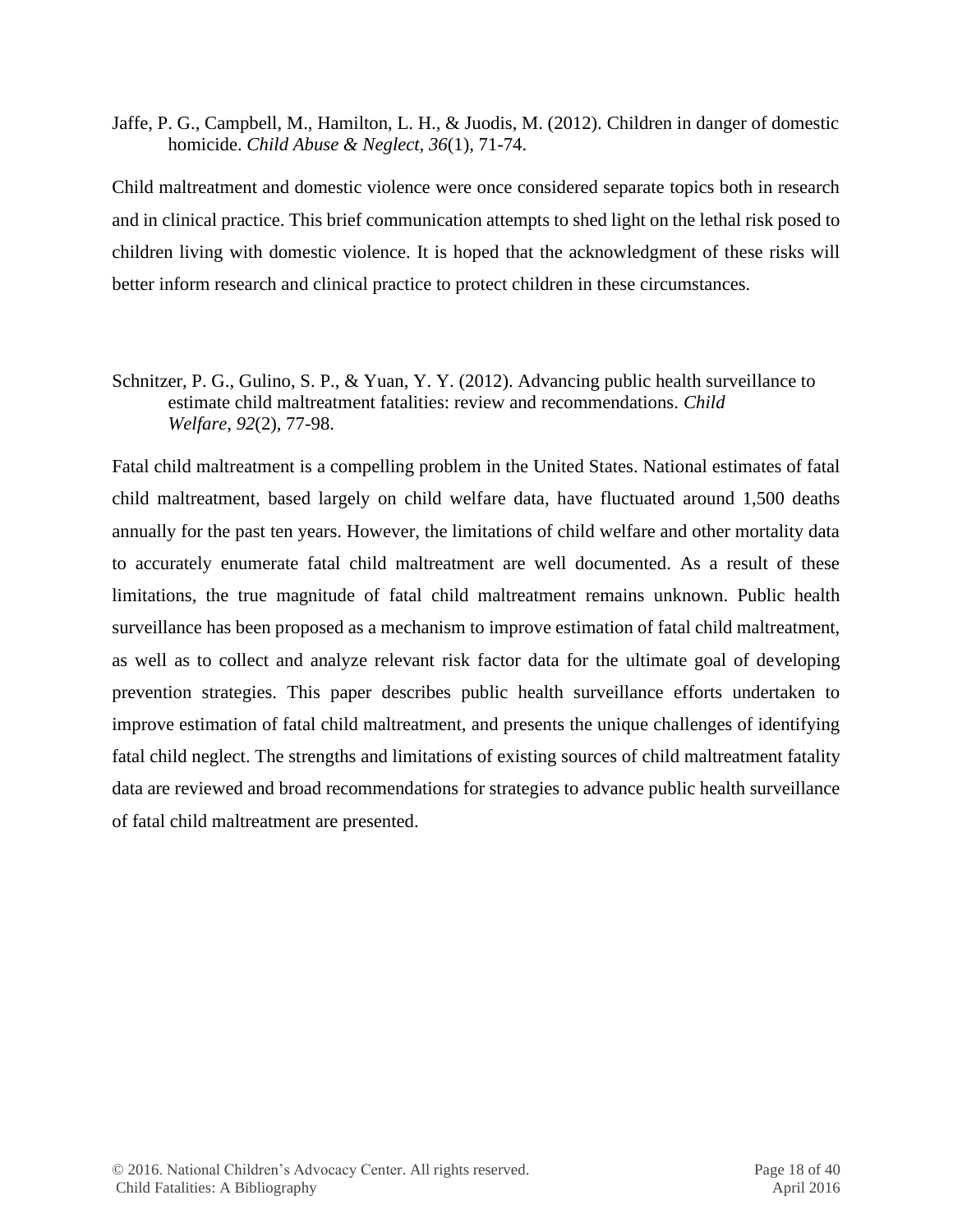Jaffe, P. G., Campbell, M., Hamilton, L. H., & Juodis, M. (2012). Children in danger of domestic homicide. *Child Abuse & Neglect, 36*(1), 71-74.

Child maltreatment and domestic violence were once considered separate topics both in research and in clinical practice. This brief communication attempts to shed light on the lethal risk posed to children living with domestic violence. It is hoped that the acknowledgment of these risks will better inform research and clinical practice to protect children in these circumstances.

Schnitzer, P. G., Gulino, S. P., & Yuan, Y. Y. (2012). Advancing public health surveillance to estimate child maltreatment fatalities: review and recommendations. *Child Welfare, 92*(2), 77-98.

Fatal child maltreatment is a compelling problem in the United States. National estimates of fatal child maltreatment, based largely on child welfare data, have fluctuated around 1,500 deaths annually for the past ten years. However, the limitations of child welfare and other mortality data to accurately enumerate fatal child maltreatment are well documented. As a result of these limitations, the true magnitude of fatal child maltreatment remains unknown. Public health surveillance has been proposed as a mechanism to improve estimation of fatal child maltreatment, as well as to collect and analyze relevant risk factor data for the ultimate goal of developing prevention strategies. This paper describes public health surveillance efforts undertaken to improve estimation of fatal child maltreatment, and presents the unique challenges of identifying fatal child neglect. The strengths and limitations of existing sources of child maltreatment fatality data are reviewed and broad recommendations for strategies to advance public health surveillance of fatal child maltreatment are presented.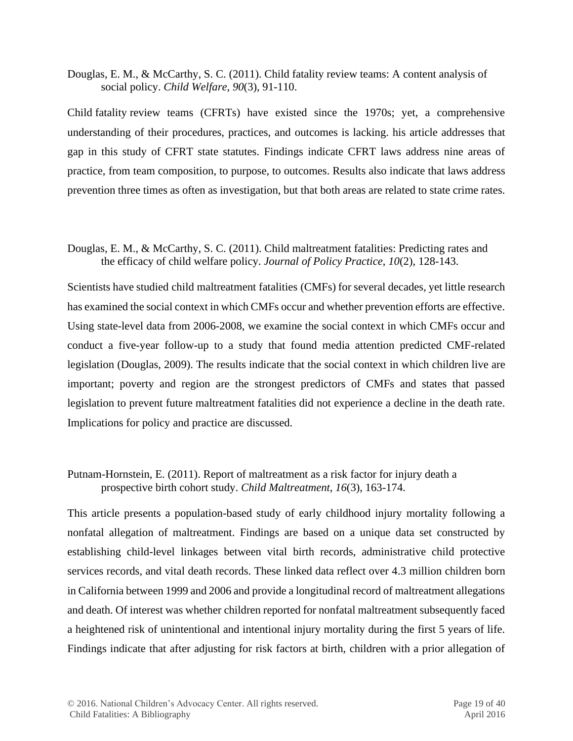Douglas, E. M., & McCarthy, S. C. (2011). Child fatality review teams: A content analysis of social policy. *Child Welfare*, *90*(3), 91-110.

Child fatality review teams (CFRTs) have existed since the 1970s; yet, a comprehensive understanding of their procedures, practices, and outcomes is lacking. his article addresses that gap in this study of CFRT state statutes. Findings indicate CFRT laws address nine areas of practice, from team composition, to purpose, to outcomes. Results also indicate that laws address prevention three times as often as investigation, but that both areas are related to state crime rates.

Douglas, E. M., & McCarthy, S. C. (2011). Child maltreatment fatalities: Predicting rates and the efficacy of child welfare policy. *Journal of Policy Practice*, *10*(2), 128-143.

Scientists have studied child maltreatment fatalities (CMFs) for several decades, yet little research has examined the social context in which CMFs occur and whether prevention efforts are effective. Using state-level data from 2006-2008, we examine the social context in which CMFs occur and conduct a five-year follow-up to a study that found media attention predicted CMF-related legislation (Douglas, 2009). The results indicate that the social context in which children live are important; poverty and region are the strongest predictors of CMFs and states that passed legislation to prevent future maltreatment fatalities did not experience a decline in the death rate. Implications for policy and practice are discussed.

Putnam-Hornstein, E. (2011). Report of maltreatment as a risk factor for injury death a prospective birth cohort study. *Child Maltreatment*, *16*(3), 163-174.

This article presents a population-based study of early childhood injury mortality following a nonfatal allegation of maltreatment. Findings are based on a unique data set constructed by establishing child-level linkages between vital birth records, administrative child protective services records, and vital death records. These linked data reflect over 4.3 million children born in California between 1999 and 2006 and provide a longitudinal record of maltreatment allegations and death. Of interest was whether children reported for nonfatal maltreatment subsequently faced a heightened risk of unintentional and intentional injury mortality during the first 5 years of life. Findings indicate that after adjusting for risk factors at birth, children with a prior allegation of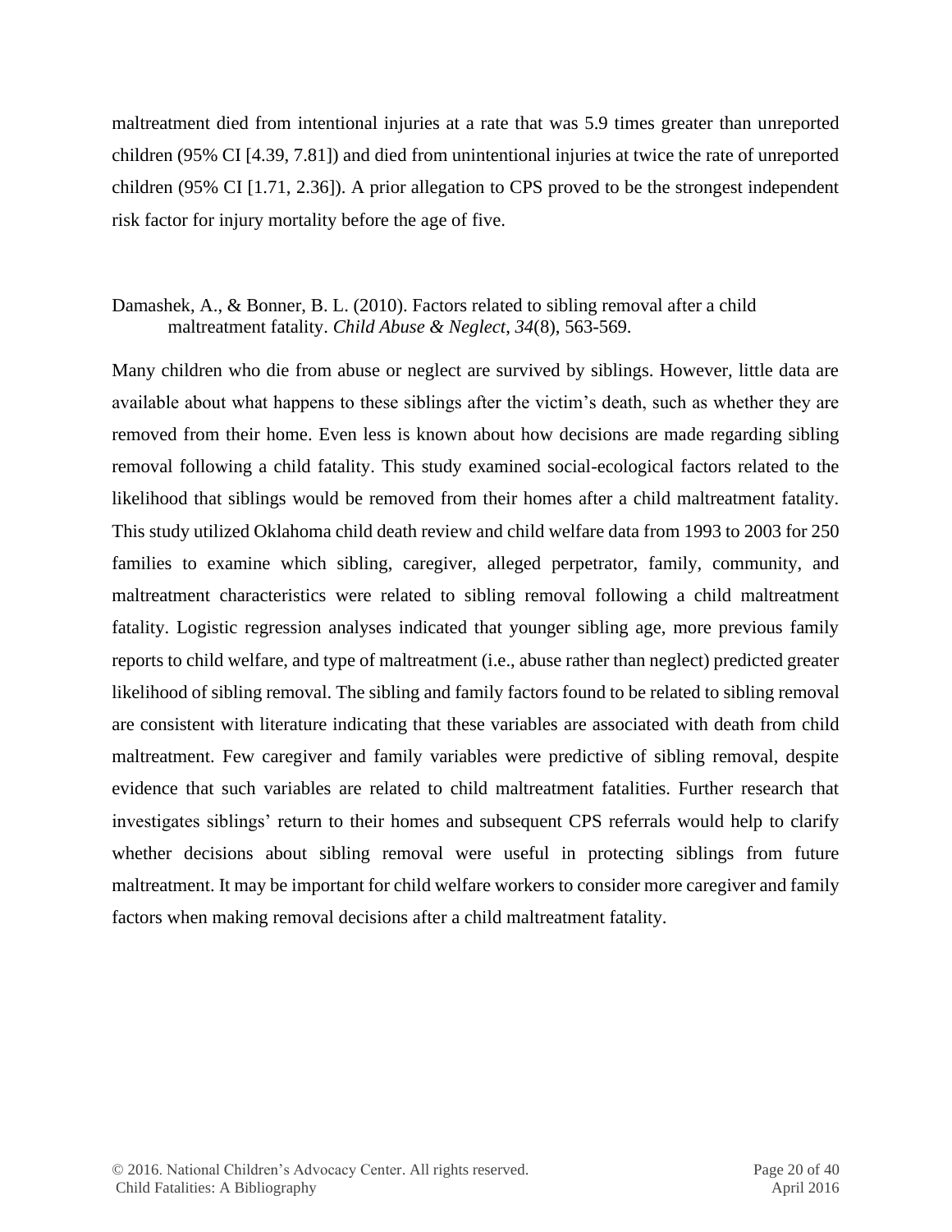maltreatment died from intentional injuries at a rate that was 5.9 times greater than unreported children (95% CI [4.39, 7.81]) and died from unintentional injuries at twice the rate of unreported children (95% CI [1.71, 2.36]). A prior allegation to CPS proved to be the strongest independent risk factor for injury mortality before the age of five.

Damashek, A., & Bonner, B. L. (2010). Factors related to sibling removal after a child maltreatment fatality. *Child Abuse & Neglect*, *34*(8), 563-569.

Many children who die from abuse or neglect are survived by siblings. However, little data are available about what happens to these siblings after the victim's death, such as whether they are removed from their home. Even less is known about how decisions are made regarding sibling removal following a child fatality. This study examined social-ecological factors related to the likelihood that siblings would be removed from their homes after a child maltreatment fatality. This study utilized Oklahoma child death review and child welfare data from 1993 to 2003 for 250 families to examine which sibling, caregiver, alleged perpetrator, family, community, and maltreatment characteristics were related to sibling removal following a child maltreatment fatality. Logistic regression analyses indicated that younger sibling age, more previous family reports to child welfare, and type of maltreatment (i.e., abuse rather than neglect) predicted greater likelihood of sibling removal. The sibling and family factors found to be related to sibling removal are consistent with literature indicating that these variables are associated with death from child maltreatment. Few caregiver and family variables were predictive of sibling removal, despite evidence that such variables are related to child maltreatment fatalities. Further research that investigates siblings' return to their homes and subsequent CPS referrals would help to clarify whether decisions about sibling removal were useful in protecting siblings from future maltreatment. It may be important for child welfare workers to consider more caregiver and family factors when making removal decisions after a child maltreatment fatality.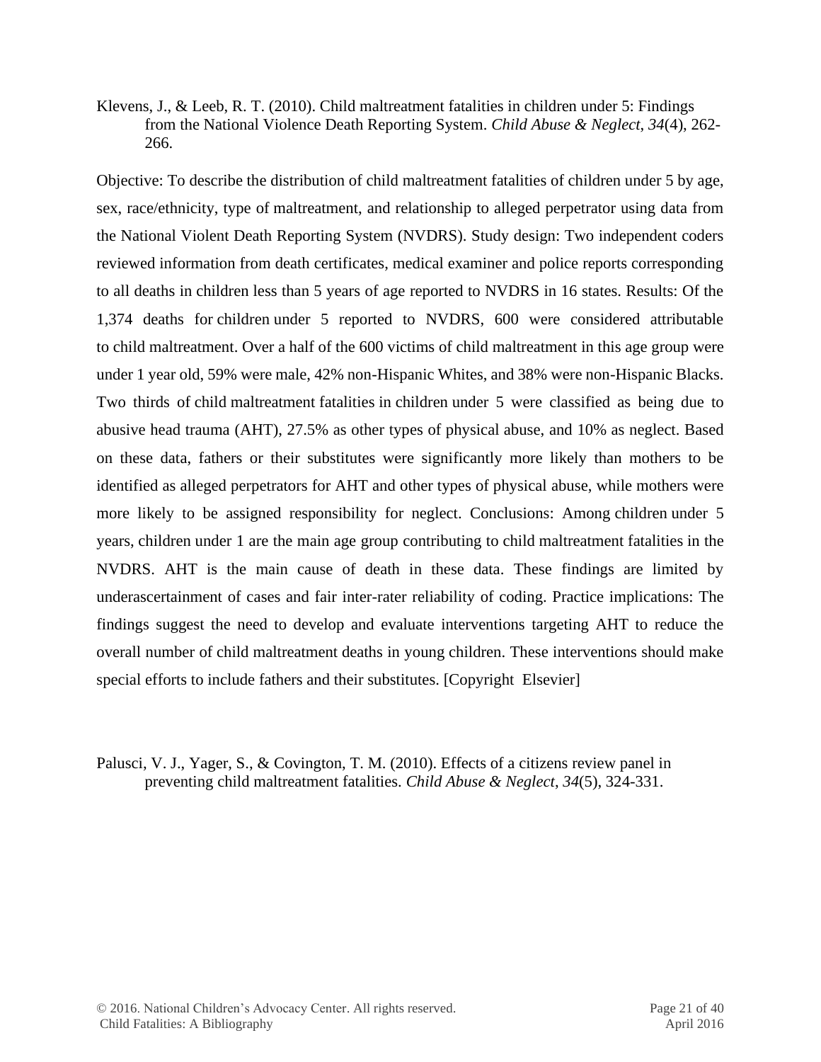Klevens, J., & Leeb, R. T. (2010). Child maltreatment fatalities in children under 5: Findings from the National Violence Death Reporting System. *Child Abuse & Neglect*, *34*(4), 262-266.

Objective: To describe the distribution of child maltreatment fatalities of children under 5 by age, sex, race/ethnicity, type of maltreatment, and relationship to alleged perpetrator using data from the National Violent Death Reporting System (NVDRS). Study design: Two independent coders reviewed information from death certificates, medical examiner and police reports corresponding to all deaths in children less than 5 years of age reported to NVDRS in 16 states. Results: Of the 1,374 deaths for children under 5 reported to NVDRS, 600 were considered attributable to child maltreatment. Over a half of the 600 victims of child maltreatment in this age group were under 1 year old, 59% were male, 42% non-Hispanic Whites, and 38% were non-Hispanic Blacks. Two thirds of child maltreatment fatalities in children under 5 were classified as being due to abusive head trauma (AHT), 27.5% as other types of physical abuse, and 10% as neglect. Based on these data, fathers or their substitutes were significantly more likely than mothers to be identified as alleged perpetrators for AHT and other types of physical abuse, while mothers were more likely to be assigned responsibility for neglect. Conclusions: Among children under 5 years, children under 1 are the main age group contributing to child maltreatment fatalities in the NVDRS. AHT is the main cause of death in these data. These findings are limited by underascertainment of cases and fair inter-rater reliability of coding. Practice implications: The findings suggest the need to develop and evaluate interventions targeting AHT to reduce the overall number of child maltreatment deaths in young children. These interventions should make special efforts to include fathers and their substitutes. [Copyright Elsevier]

Palusci, V. J., Yager, S., & Covington, T. M. (2010). Effects of a citizens review panel in preventing child maltreatment fatalities. *Child Abuse & Neglect*, *34*(5), 324-331.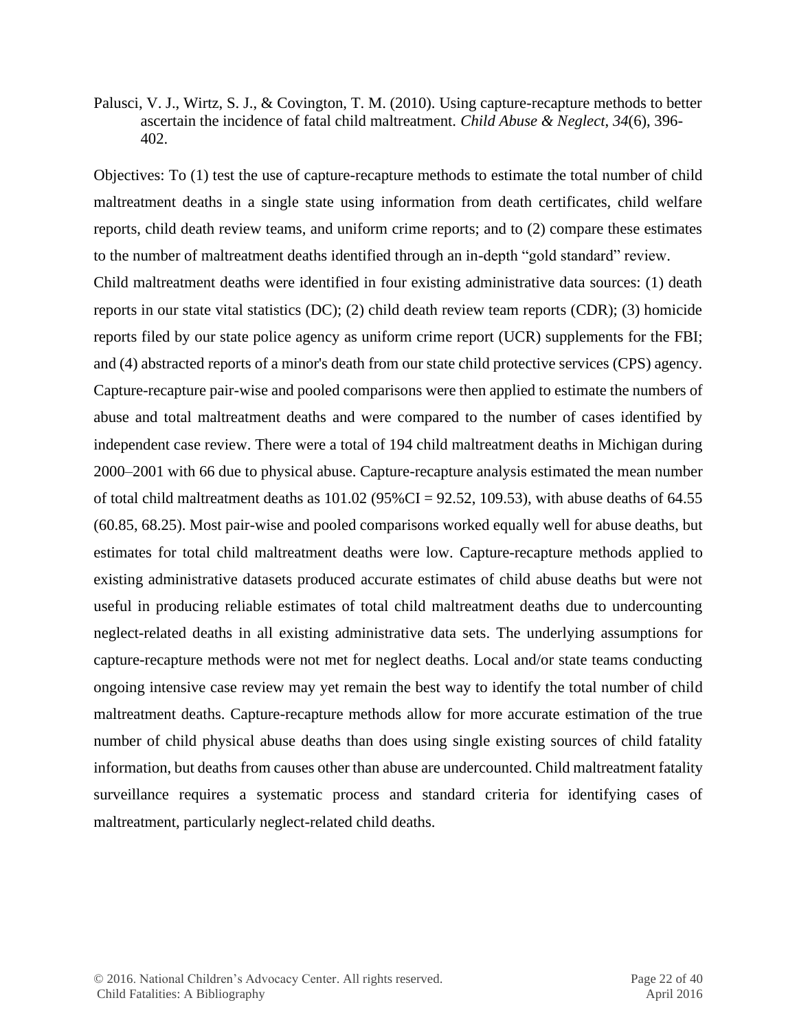Palusci, V. J., Wirtz, S. J., & Covington, T. M. (2010). Using capture-recapture methods to better ascertain the incidence of fatal child maltreatment. *Child Abuse & Neglect, 34*(6), 396-402.

Objectives: To (1) test the use of capture-recapture methods to estimate the total number of child maltreatment deaths in a single state using information from death certificates, child welfare reports, child death review teams, and uniform crime reports; and to (2) compare these estimates to the number of maltreatment deaths identified through an in-depth "gold standard" review. Child maltreatment deaths were identified in four existing administrative data sources: (1) death reports in our state vital statistics (DC); (2) child death review team reports (CDR); (3) homicide reports filed by our state police agency as uniform crime report (UCR) supplements for the FBI; and (4) abstracted reports of a minor's death from our state child protective services (CPS) agency. Capture-recapture pair-wise and pooled comparisons were then applied to estimate the numbers of abuse and total maltreatment deaths and were compared to the number of cases identified by independent case review. There were a total of 194 child maltreatment deaths in Michigan during 2000–2001 with 66 due to physical abuse. Capture-recapture analysis estimated the mean number of total child maltreatment deaths as 101.02 (95%CI = 92.52, 109.53), with abuse deaths of 64.55 (60.85, 68.25). Most pair-wise and pooled comparisons worked equally well for abuse deaths, but estimates for total child maltreatment deaths were low. Capture-recapture methods applied to existing administrative datasets produced accurate estimates of child abuse deaths but were not useful in producing reliable estimates of total child maltreatment deaths due to undercounting neglect-related deaths in all existing administrative data sets. The underlying assumptions for capture-recapture methods were not met for neglect deaths. Local and/or state teams conducting ongoing intensive case review may yet remain the best way to identify the total number of child maltreatment deaths. Capture-recapture methods allow for more accurate estimation of the true number of child physical abuse deaths than does using single existing sources of child fatality information, but deaths from causes other than abuse are undercounted. Child maltreatment fatality surveillance requires a systematic process and standard criteria for identifying cases of maltreatment, particularly neglect-related child deaths.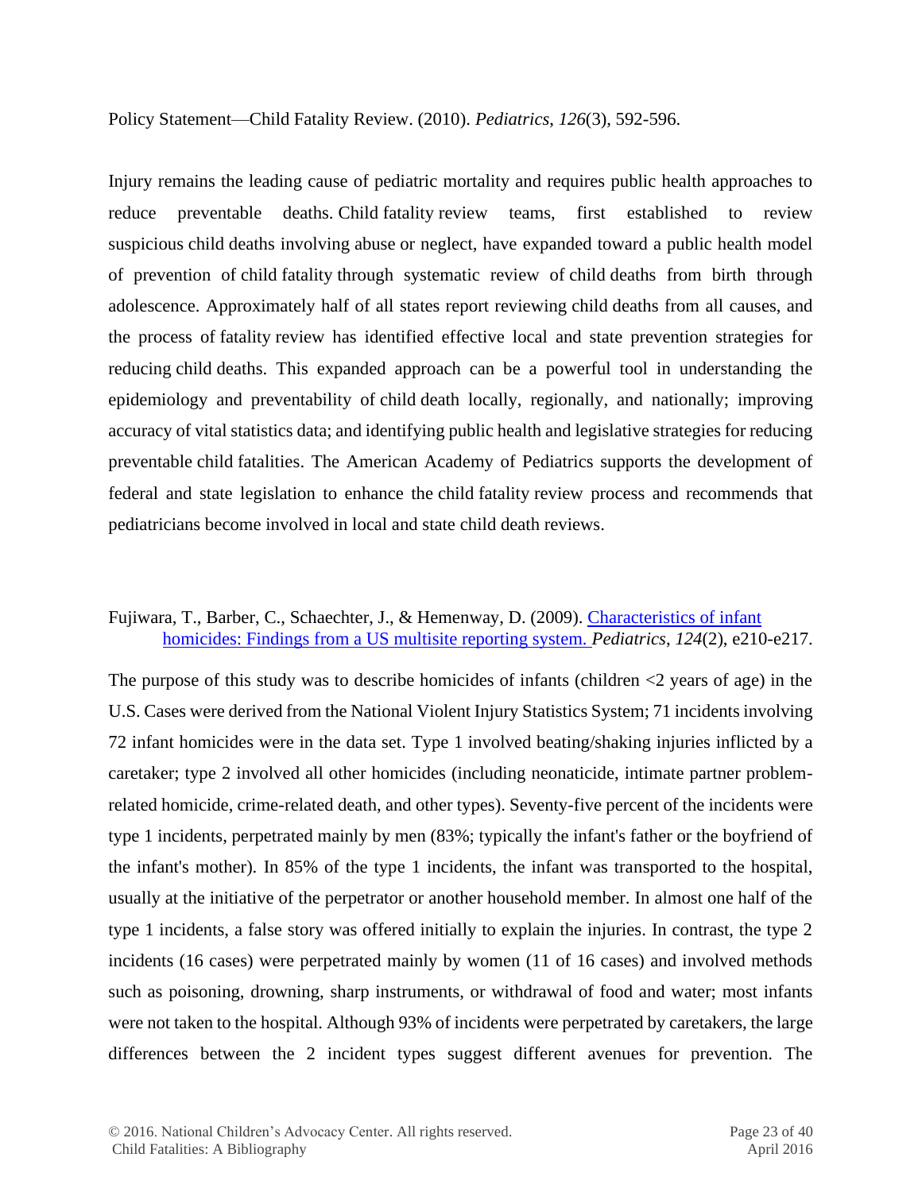Policy Statement—Child Fatality Review. (2010). *Pediatrics*, *126*(3), 592-596.

Injury remains the leading cause of pediatric mortality and requires public health approaches to reduce preventable deaths. Child fatality review teams, first established to review suspicious child deaths involving abuse or neglect, have expanded toward a public health model of prevention of child fatality through systematic review of child deaths from birth through adolescence. Approximately half of all states report reviewing child deaths from all causes, and the process of fatality review has identified effective local and state prevention strategies for reducing child deaths. This expanded approach can be a powerful tool in understanding the epidemiology and preventability of child death locally, regionally, and nationally; improving accuracy of vital statistics data; and identifying public health and legislative strategies for reducing preventable child fatalities. The American Academy of Pediatrics supports the development of federal and state legislation to enhance the child fatality review process and recommends that pediatricians become involved in local and state child death reviews.

Fujiwara, T., Barber, C., Schaechter, J., & Hemenway, D. (2009). Characteristics of infant homicides: Findings from a US multisite reporting system. *Pediatrics*, *124*(2), e210-e217.

The purpose of this study was to describe homicides of infants (children <2 years of age) in the U.S. Cases were derived from the National Violent Injury Statistics System; 71 incidents involving 72 infant homicides were in the data set. Type 1 involved beating/shaking injuries inflicted by a caretaker; type 2 involved all other homicides (including neonaticide, intimate partner problem-related homicide, crime-related death, and other types). Seventy-five percent of the incidents were type 1 incidents, perpetrated mainly by men (83%; typically the infant's father or the boyfriend of the infant's mother). In 85% of the type 1 incidents, the infant was transported to the hospital, usually at the initiative of the perpetrator or another household member. In almost one half of the type 1 incidents, a false story was offered initially to explain the injuries. In contrast, the type 2 incidents (16 cases) were perpetrated mainly by women (11 of 16 cases) and involved methods such as poisoning, drowning, sharp instruments, or withdrawal of food and water; most infants were not taken to the hospital. Although 93% of incidents were perpetrated by caretakers, the large differences between the 2 incident types suggest different avenues for prevention. The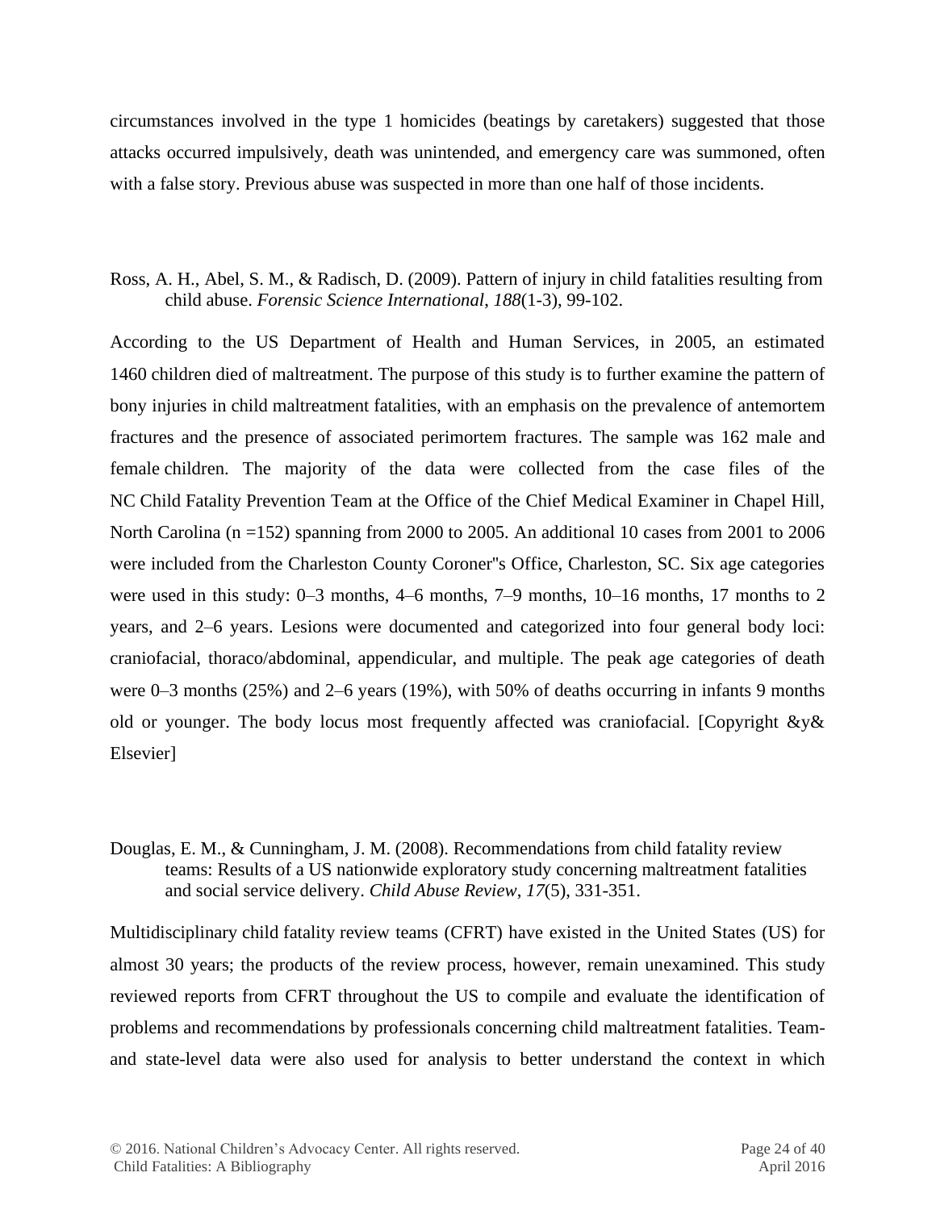circumstances involved in the type 1 homicides (beatings by caretakers) suggested that those attacks occurred impulsively, death was unintended, and emergency care was summoned, often with a false story. Previous abuse was suspected in more than one half of those incidents.

Ross, A. H., Abel, S. M., & Radisch, D. (2009). Pattern of injury in child fatalities resulting from child abuse. *Forensic Science International*, *188*(1-3), 99-102.

According to the US Department of Health and Human Services, in 2005, an estimated 1460 children died of maltreatment. The purpose of this study is to further examine the pattern of bony injuries in child maltreatment fatalities, with an emphasis on the prevalence of antemortem fractures and the presence of associated perimortem fractures. The sample was 162 male and female children. The majority of the data were collected from the case files of the NC Child Fatality Prevention Team at the Office of the Chief Medical Examiner in Chapel Hill, North Carolina (n =152) spanning from 2000 to 2005. An additional 10 cases from 2001 to 2006 were included from the Charleston County Coroner''s Office, Charleston, SC. Six age categories were used in this study: 0–3 months, 4–6 months, 7–9 months, 10–16 months, 17 months to 2 years, and 2–6 years. Lesions were documented and categorized into four general body loci: craniofacial, thoraco/abdominal, appendicular, and multiple. The peak age categories of death were 0–3 months (25%) and 2–6 years (19%), with 50% of deaths occurring in infants 9 months old or younger. The body locus most frequently affected was craniofacial. [Copyright &y& Elsevier]

Douglas, E. M., & Cunningham, J. M. (2008). Recommendations from child fatality review teams: Results of a US nationwide exploratory study concerning maltreatment fatalities and social service delivery. *Child Abuse Review*, *17*(5), 331-351.

Multidisciplinary child fatality review teams (CFRT) have existed in the United States (US) for almost 30 years; the products of the review process, however, remain unexamined. This study reviewed reports from CFRT throughout the US to compile and evaluate the identification of problems and recommendations by professionals concerning child maltreatment fatalities. Team- and state-level data were also used for analysis to better understand the context in which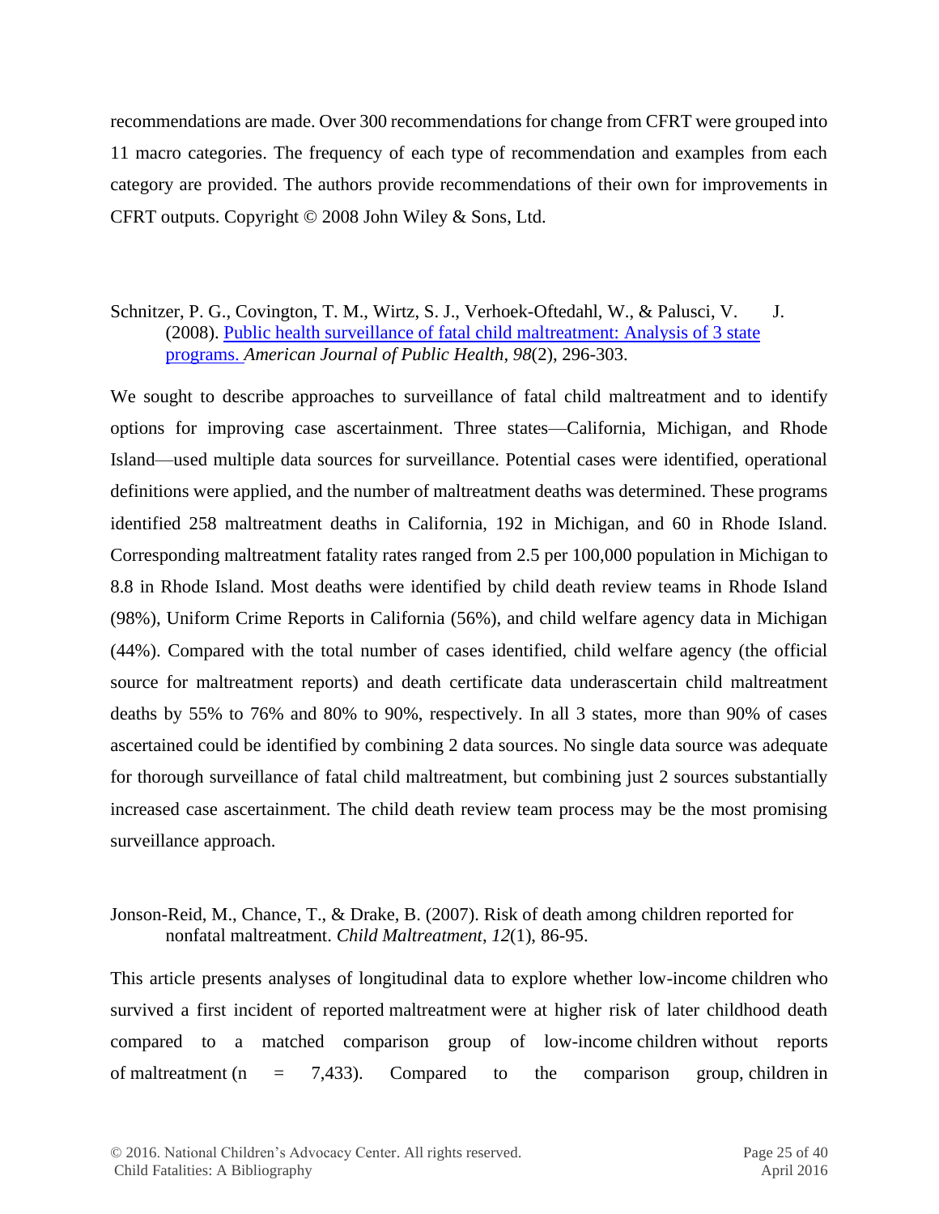recommendations are made. Over 300 recommendations for change from CFRT were grouped into 11 macro categories. The frequency of each type of recommendation and examples from each category are provided. The authors provide recommendations of their own for improvements in CFRT outputs. Copyright © 2008 John Wiley & Sons, Ltd.

Schnitzer, P. G., Covington, T. M., Wirtz, S. J., Verhoek-Oftedahl, W., & Palusci, V. J. (2008). Public health surveillance of fatal child maltreatment: Analysis of 3 state programs. *American Journal of Public Health*, *98*(2), 296-303.

We sought to describe approaches to surveillance of fatal child maltreatment and to identify options for improving case ascertainment. Three states—California, Michigan, and Rhode Island—used multiple data sources for surveillance. Potential cases were identified, operational definitions were applied, and the number of maltreatment deaths was determined. These programs identified 258 maltreatment deaths in California, 192 in Michigan, and 60 in Rhode Island. Corresponding maltreatment fatality rates ranged from 2.5 per 100,000 population in Michigan to 8.8 in Rhode Island. Most deaths were identified by child death review teams in Rhode Island (98%), Uniform Crime Reports in California (56%), and child welfare agency data in Michigan (44%). Compared with the total number of cases identified, child welfare agency (the official source for maltreatment reports) and death certificate data underascertain child maltreatment deaths by 55% to 76% and 80% to 90%, respectively. In all 3 states, more than 90% of cases ascertained could be identified by combining 2 data sources. No single data source was adequate for thorough surveillance of fatal child maltreatment, but combining just 2 sources substantially increased case ascertainment. The child death review team process may be the most promising surveillance approach.

Jonson-Reid, M., Chance, T., & Drake, B. (2007). Risk of death among children reported for nonfatal maltreatment. *Child Maltreatment*, *12*(1), 86-95.

This article presents analyses of longitudinal data to explore whether low-income children who survived a first incident of reported maltreatment were at higher risk of later childhood death compared to a matched comparison group of low-income children without reports of maltreatment (n = 7,433). Compared to the comparison group, children in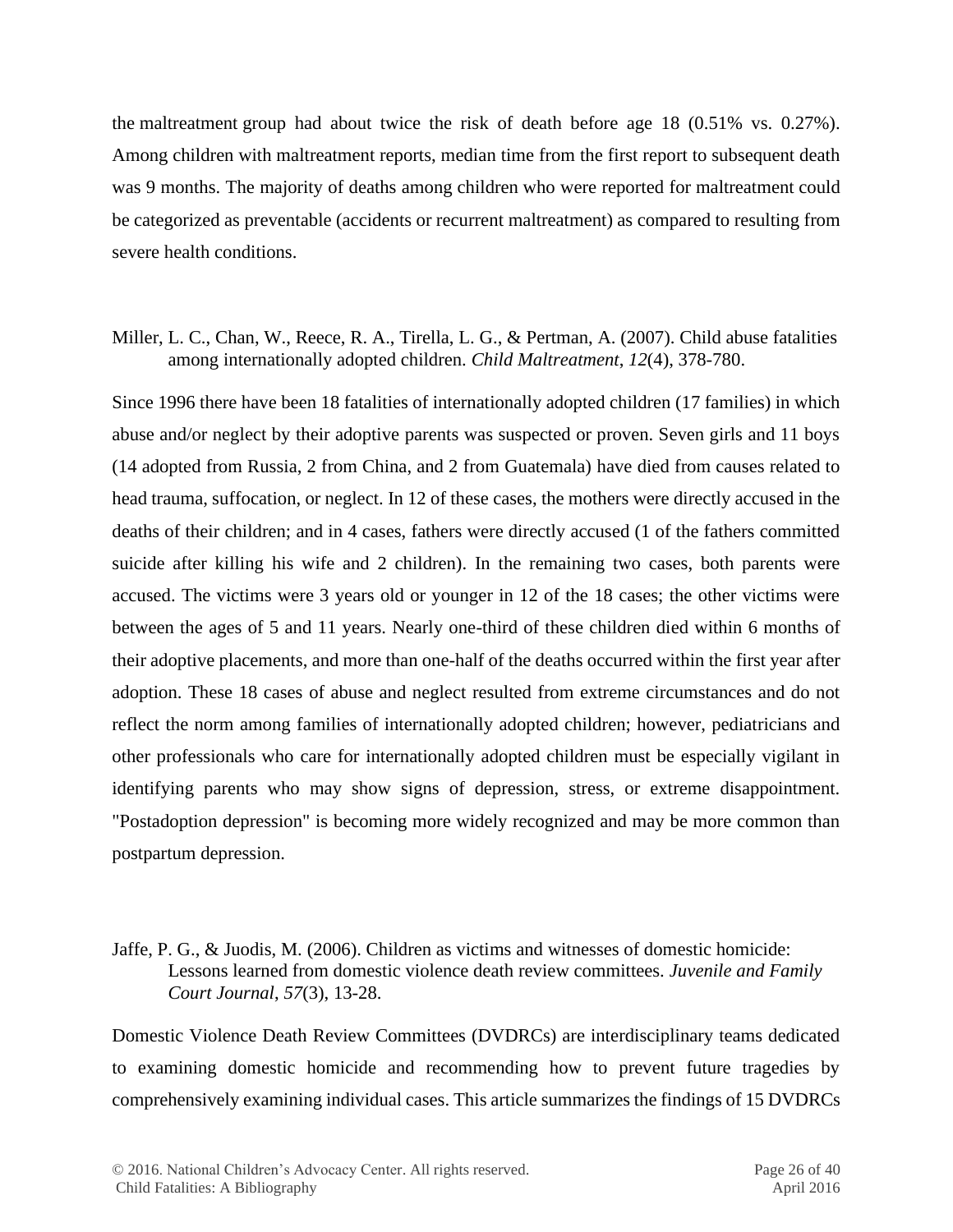the maltreatment group had about twice the risk of death before age 18 (0.51% vs. 0.27%). Among children with maltreatment reports, median time from the first report to subsequent death was 9 months. The majority of deaths among children who were reported for maltreatment could be categorized as preventable (accidents or recurrent maltreatment) as compared to resulting from severe health conditions.

Miller, L. C., Chan, W., Reece, R. A., Tirella, L. G., & Pertman, A. (2007). Child abuse fatalities among internationally adopted children. *Child Maltreatment, 12*(4), 378-780.

Since 1996 there have been 18 fatalities of internationally adopted children (17 families) in which abuse and/or neglect by their adoptive parents was suspected or proven. Seven girls and 11 boys (14 adopted from Russia, 2 from China, and 2 from Guatemala) have died from causes related to head trauma, suffocation, or neglect. In 12 of these cases, the mothers were directly accused in the deaths of their children; and in 4 cases, fathers were directly accused (1 of the fathers committed suicide after killing his wife and 2 children). In the remaining two cases, both parents were accused. The victims were 3 years old or younger in 12 of the 18 cases; the other victims were between the ages of 5 and 11 years. Nearly one-third of these children died within 6 months of their adoptive placements, and more than one-half of the deaths occurred within the first year after adoption. These 18 cases of abuse and neglect resulted from extreme circumstances and do not reflect the norm among families of internationally adopted children; however, pediatricians and other professionals who care for internationally adopted children must be especially vigilant in identifying parents who may show signs of depression, stress, or extreme disappointment. "Postadoption depression" is becoming more widely recognized and may be more common than postpartum depression.

Jaffe, P. G., & Juodis, M. (2006). Children as victims and witnesses of domestic homicide: Lessons learned from domestic violence death review committees. *Juvenile and Family Court Journal, 57*(3), 13-28.

Domestic Violence Death Review Committees (DVDRCs) are interdisciplinary teams dedicated to examining domestic homicide and recommending how to prevent future tragedies by comprehensively examining individual cases. This article summarizes the findings of 15 DVDRCs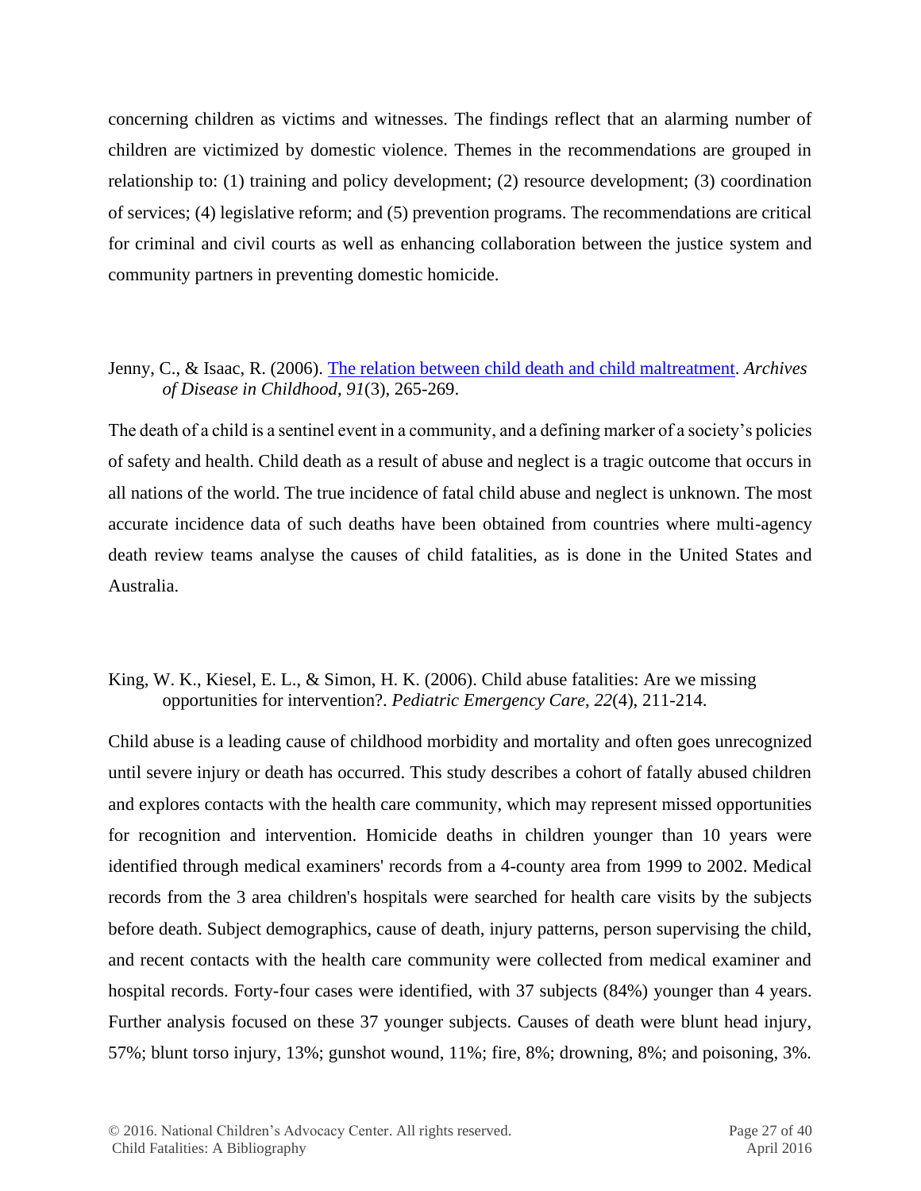concerning children as victims and witnesses. The findings reflect that an alarming number of children are victimized by domestic violence. Themes in the recommendations are grouped in relationship to: (1) training and policy development; (2) resource development; (3) coordination of services; (4) legislative reform; and (5) prevention programs. The recommendations are critical for criminal and civil courts as well as enhancing collaboration between the justice system and community partners in preventing domestic homicide.

Jenny, C., & Isaac, R. (2006). [The relation between child death and child maltreatment](). *Archives of Disease in Childhood*, *91*(3), 265-269.

The death of a child is a sentinel event in a community, and a defining marker of a society's policies of safety and health. Child death as a result of abuse and neglect is a tragic outcome that occurs in all nations of the world. The true incidence of fatal child abuse and neglect is unknown. The most accurate incidence data of such deaths have been obtained from countries where multi-agency death review teams analyse the causes of child fatalities, as is done in the United States and Australia.

King, W. K., Kiesel, E. L., & Simon, H. K. (2006). Child abuse fatalities: Are we missing opportunities for intervention?. *Pediatric Emergency Care*, *22*(4), 211-214.

Child abuse is a leading cause of childhood morbidity and mortality and often goes unrecognized until severe injury or death has occurred. This study describes a cohort of fatally abused children and explores contacts with the health care community, which may represent missed opportunities for recognition and intervention. Homicide deaths in children younger than 10 years were identified through medical examiners' records from a 4-county area from 1999 to 2002. Medical records from the 3 area children's hospitals were searched for health care visits by the subjects before death. Subject demographics, cause of death, injury patterns, person supervising the child, and recent contacts with the health care community were collected from medical examiner and hospital records. Forty-four cases were identified, with 37 subjects (84%) younger than 4 years. Further analysis focused on these 37 younger subjects. Causes of death were blunt head injury, 57%; blunt torso injury, 13%; gunshot wound, 11%; fire, 8%; drowning, 8%; and poisoning, 3%.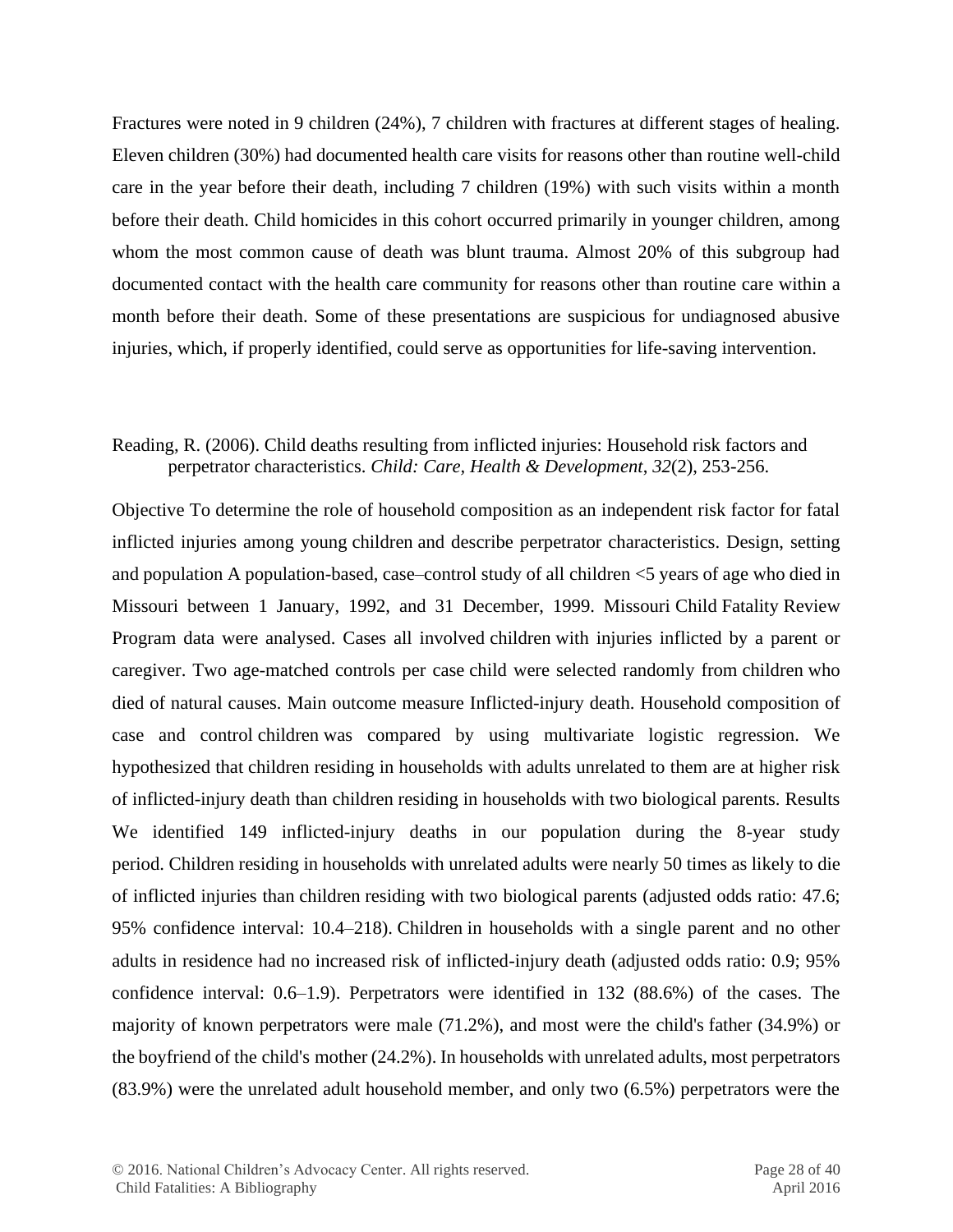Fractures were noted in 9 children (24%), 7 children with fractures at different stages of healing. Eleven children (30%) had documented health care visits for reasons other than routine well-child care in the year before their death, including 7 children (19%) with such visits within a month before their death. Child homicides in this cohort occurred primarily in younger children, among whom the most common cause of death was blunt trauma. Almost 20% of this subgroup had documented contact with the health care community for reasons other than routine care within a month before their death. Some of these presentations are suspicious for undiagnosed abusive injuries, which, if properly identified, could serve as opportunities for life-saving intervention.

Reading, R. (2006). Child deaths resulting from inflicted injuries: Household risk factors and perpetrator characteristics. *Child: Care, Health & Development, 32*(2), 253-256.

Objective To determine the role of household composition as an independent risk factor for fatal inflicted injuries among young children and describe perpetrator characteristics. Design, setting and population A population-based, case–control study of all children <5 years of age who died in Missouri between 1 January, 1992, and 31 December, 1999. Missouri Child Fatality Review Program data were analysed. Cases all involved children with injuries inflicted by a parent or caregiver. Two age-matched controls per case child were selected randomly from children who died of natural causes. Main outcome measure Inflicted-injury death. Household composition of case and control children was compared by using multivariate logistic regression. We hypothesized that children residing in households with adults unrelated to them are at higher risk of inflicted-injury death than children residing in households with two biological parents. Results We identified 149 inflicted-injury deaths in our population during the 8-year study period. Children residing in households with unrelated adults were nearly 50 times as likely to die of inflicted injuries than children residing with two biological parents (adjusted odds ratio: 47.6; 95% confidence interval: 10.4–218). Children in households with a single parent and no other adults in residence had no increased risk of inflicted-injury death (adjusted odds ratio: 0.9; 95% confidence interval: 0.6–1.9). Perpetrators were identified in 132 (88.6%) of the cases. The majority of known perpetrators were male (71.2%), and most were the child's father (34.9%) or the boyfriend of the child's mother (24.2%). In households with unrelated adults, most perpetrators (83.9%) were the unrelated adult household member, and only two (6.5%) perpetrators were the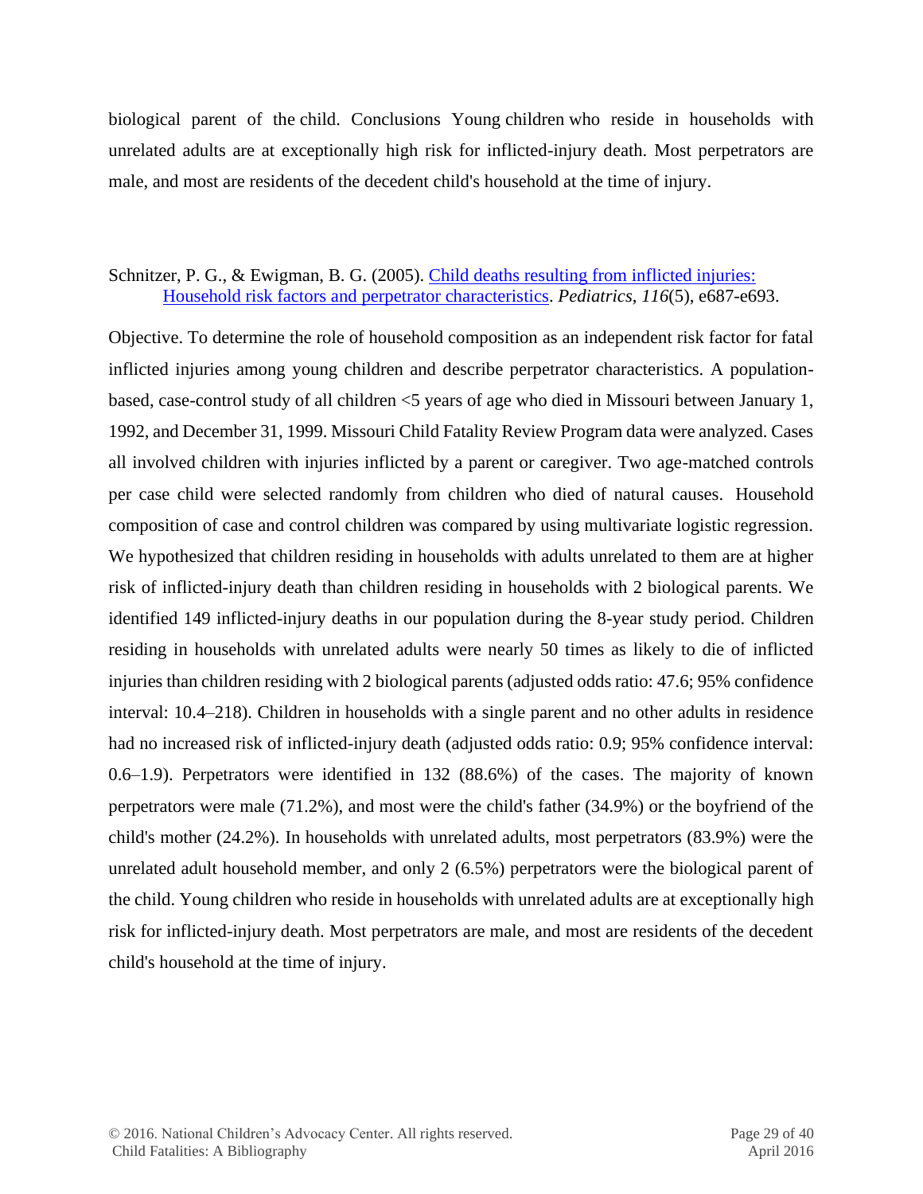biological parent of the child. Conclusions Young children who reside in households with unrelated adults are at exceptionally high risk for inflicted-injury death. Most perpetrators are male, and most are residents of the decedent child's household at the time of injury.

Schnitzer, P. G., & Ewigman, B. G. (2005). [Child deaths resulting from inflicted injuries: Household risk factors and perpetrator characteristics](). *Pediatrics*, *116*(5), e687-e693.

Objective. To determine the role of household composition as an independent risk factor for fatal inflicted injuries among young children and describe perpetrator characteristics. A population-based, case-control study of all children <5 years of age who died in Missouri between January 1, 1992, and December 31, 1999. Missouri Child Fatality Review Program data were analyzed. Cases all involved children with injuries inflicted by a parent or caregiver. Two age-matched controls per case child were selected randomly from children who died of natural causes. Household composition of case and control children was compared by using multivariate logistic regression. We hypothesized that children residing in households with adults unrelated to them are at higher risk of inflicted-injury death than children residing in households with 2 biological parents. We identified 149 inflicted-injury deaths in our population during the 8-year study period. Children residing in households with unrelated adults were nearly 50 times as likely to die of inflicted injuries than children residing with 2 biological parents (adjusted odds ratio: 47.6; 95% confidence interval: 10.4–218). Children in households with a single parent and no other adults in residence had no increased risk of inflicted-injury death (adjusted odds ratio: 0.9; 95% confidence interval: 0.6–1.9). Perpetrators were identified in 132 (88.6%) of the cases. The majority of known perpetrators were male (71.2%), and most were the child's father (34.9%) or the boyfriend of the child's mother (24.2%). In households with unrelated adults, most perpetrators (83.9%) were the unrelated adult household member, and only 2 (6.5%) perpetrators were the biological parent of the child. Young children who reside in households with unrelated adults are at exceptionally high risk for inflicted-injury death. Most perpetrators are male, and most are residents of the decedent child's household at the time of injury.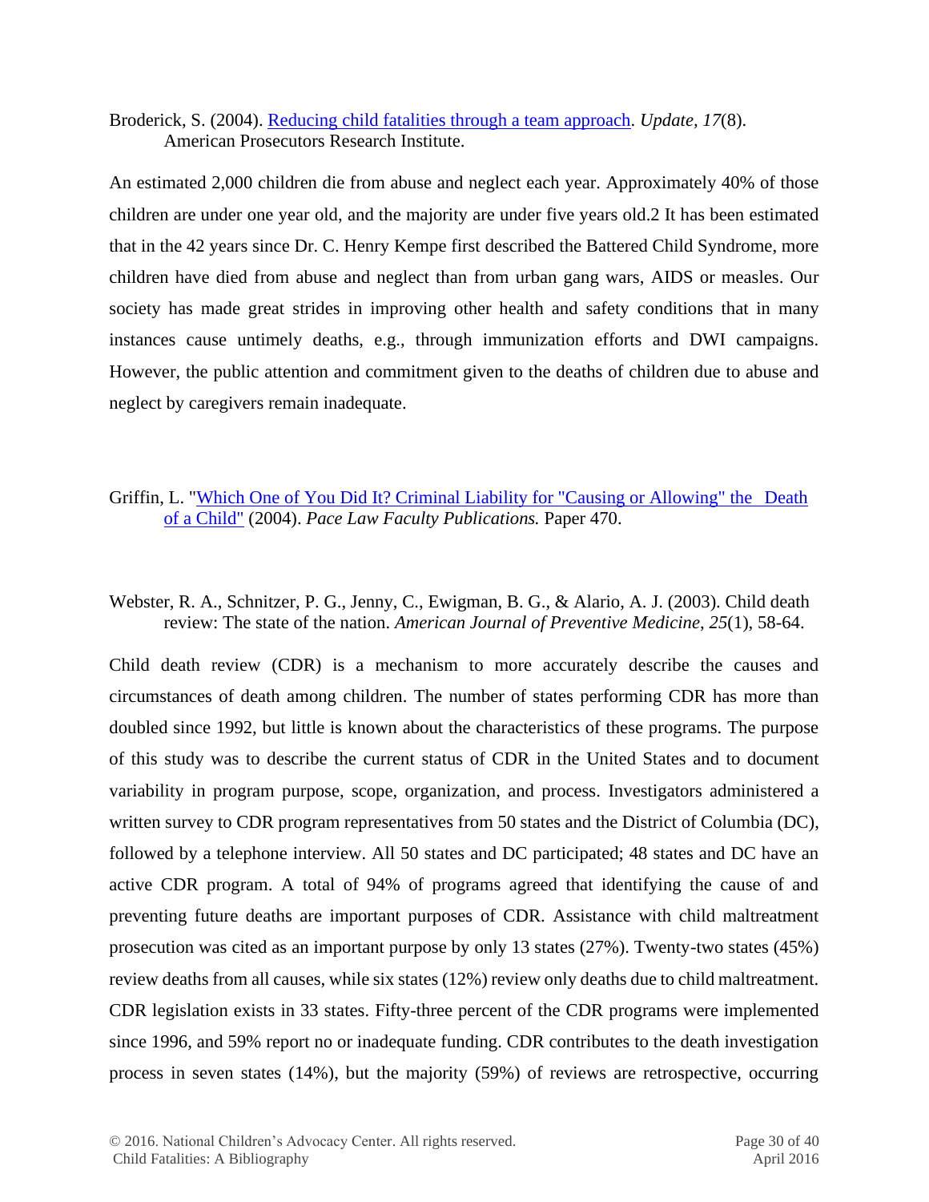Broderick, S. (2004). [Reducing child fatalities through a team approach](). *Update, 17*(8). American Prosecutors Research Institute.

An estimated 2,000 children die from abuse and neglect each year. Approximately 40% of those children are under one year old, and the majority are under five years old.2 It has been estimated that in the 42 years since Dr. C. Henry Kempe first described the Battered Child Syndrome, more children have died from abuse and neglect than from urban gang wars, AIDS or measles. Our society has made great strides in improving other health and safety conditions that in many instances cause untimely deaths, e.g., through immunization efforts and DWI campaigns. However, the public attention and commitment given to the deaths of children due to abuse and neglect by caregivers remain inadequate.

Griffin, L. "[Which One of You Did It? Criminal Liability for "Causing or Allowing" the Death of a Child]()" (2004). *Pace Law Faculty Publications.* Paper 470.

Webster, R. A., Schnitzer, P. G., Jenny, C., Ewigman, B. G., & Alario, A. J. (2003). Child death review: The state of the nation. *American Journal of Preventive Medicine, 25*(1), 58-64.

Child death review (CDR) is a mechanism to more accurately describe the causes and circumstances of death among children. The number of states performing CDR has more than doubled since 1992, but little is known about the characteristics of these programs. The purpose of this study was to describe the current status of CDR in the United States and to document variability in program purpose, scope, organization, and process. Investigators administered a written survey to CDR program representatives from 50 states and the District of Columbia (DC), followed by a telephone interview. All 50 states and DC participated; 48 states and DC have an active CDR program. A total of 94% of programs agreed that identifying the cause of and preventing future deaths are important purposes of CDR. Assistance with child maltreatment prosecution was cited as an important purpose by only 13 states (27%). Twenty-two states (45%) review deaths from all causes, while six states (12%) review only deaths due to child maltreatment. CDR legislation exists in 33 states. Fifty-three percent of the CDR programs were implemented since 1996, and 59% report no or inadequate funding. CDR contributes to the death investigation process in seven states (14%), but the majority (59%) of reviews are retrospective, occurring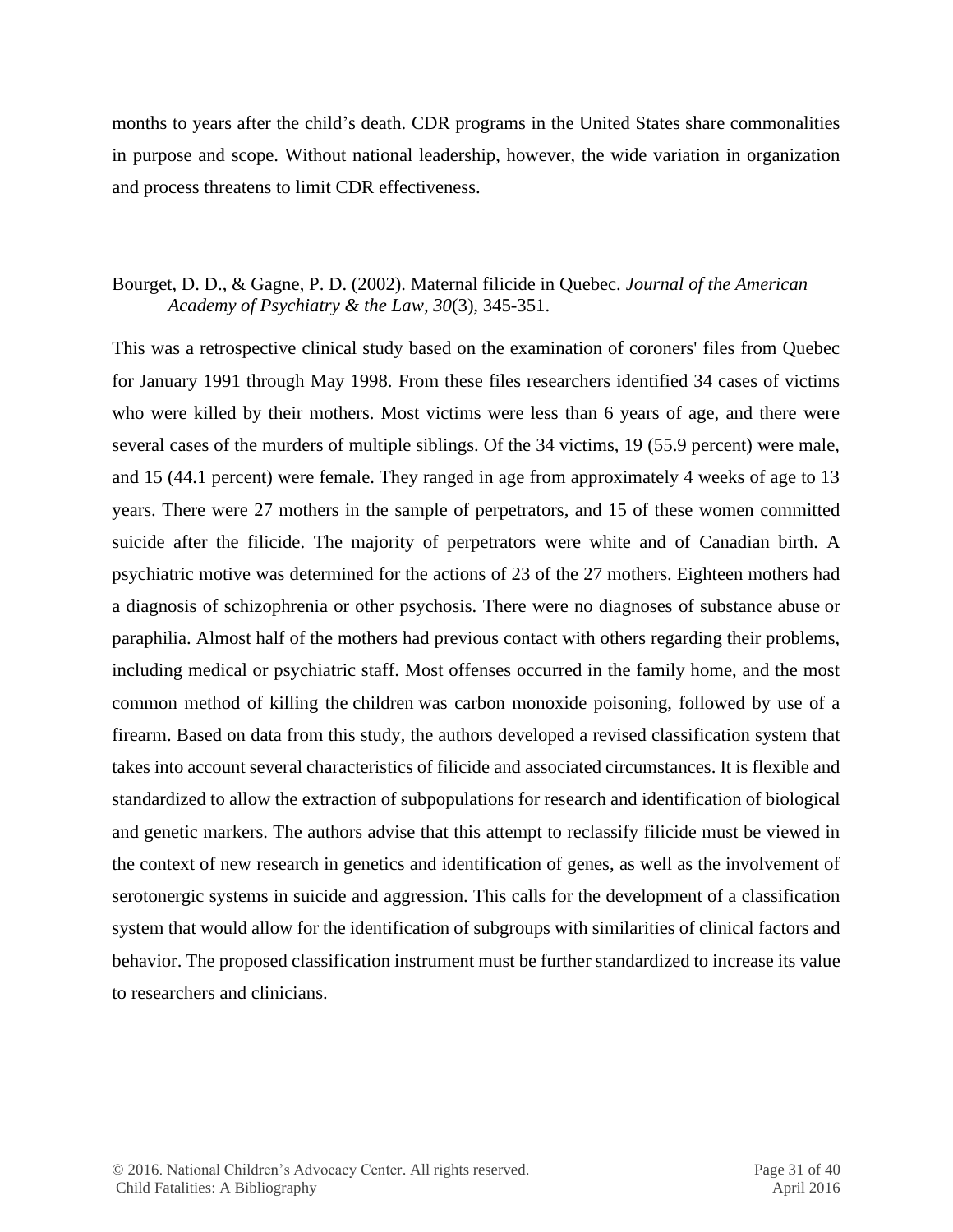months to years after the child's death. CDR programs in the United States share commonalities in purpose and scope. Without national leadership, however, the wide variation in organization and process threatens to limit CDR effectiveness.

Bourget, D. D., & Gagne, P. D. (2002). Maternal filicide in Quebec. *Journal of the American Academy of Psychiatry & the Law, 30*(3), 345-351.

This was a retrospective clinical study based on the examination of coroners' files from Quebec for January 1991 through May 1998. From these files researchers identified 34 cases of victims who were killed by their mothers. Most victims were less than 6 years of age, and there were several cases of the murders of multiple siblings. Of the 34 victims, 19 (55.9 percent) were male, and 15 (44.1 percent) were female. They ranged in age from approximately 4 weeks of age to 13 years. There were 27 mothers in the sample of perpetrators, and 15 of these women committed suicide after the filicide. The majority of perpetrators were white and of Canadian birth. A psychiatric motive was determined for the actions of 23 of the 27 mothers. Eighteen mothers had a diagnosis of schizophrenia or other psychosis. There were no diagnoses of substance abuse or paraphilia. Almost half of the mothers had previous contact with others regarding their problems, including medical or psychiatric staff. Most offenses occurred in the family home, and the most common method of killing the children was carbon monoxide poisoning, followed by use of a firearm. Based on data from this study, the authors developed a revised classification system that takes into account several characteristics of filicide and associated circumstances. It is flexible and standardized to allow the extraction of subpopulations for research and identification of biological and genetic markers. The authors advise that this attempt to reclassify filicide must be viewed in the context of new research in genetics and identification of genes, as well as the involvement of serotonergic systems in suicide and aggression. This calls for the development of a classification system that would allow for the identification of subgroups with similarities of clinical factors and behavior. The proposed classification instrument must be further standardized to increase its value to researchers and clinicians.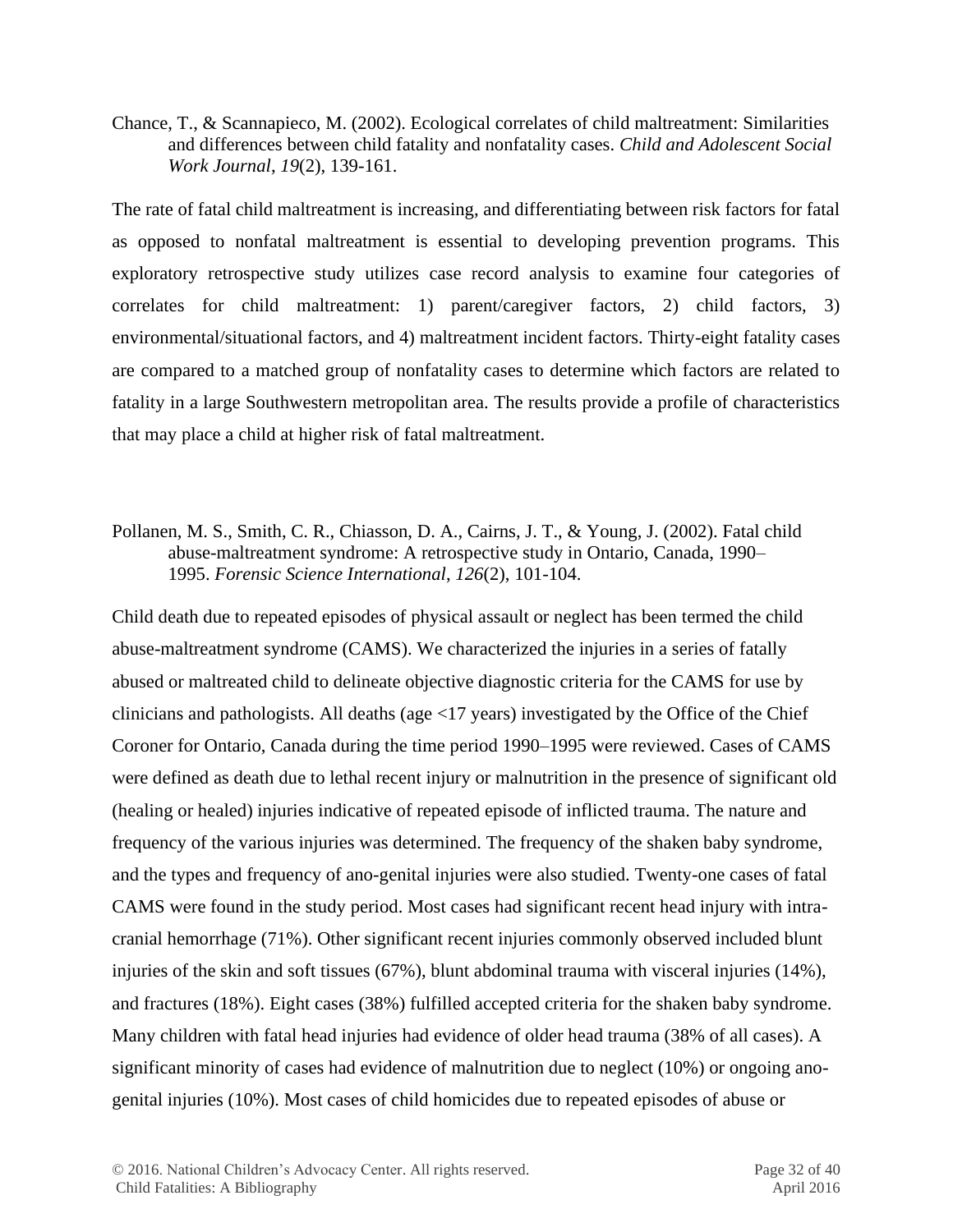Chance, T., & Scannapieco, M. (2002). Ecological correlates of child maltreatment: Similarities and differences between child fatality and nonfatality cases. *Child and Adolescent Social Work Journal*, *19*(2), 139-161.

The rate of fatal child maltreatment is increasing, and differentiating between risk factors for fatal as opposed to nonfatal maltreatment is essential to developing prevention programs. This exploratory retrospective study utilizes case record analysis to examine four categories of correlates for child maltreatment: 1) parent/caregiver factors, 2) child factors, 3) environmental/situational factors, and 4) maltreatment incident factors. Thirty-eight fatality cases are compared to a matched group of nonfatality cases to determine which factors are related to fatality in a large Southwestern metropolitan area. The results provide a profile of characteristics that may place a child at higher risk of fatal maltreatment.

Pollanen, M. S., Smith, C. R., Chiasson, D. A., Cairns, J. T., & Young, J. (2002). Fatal child abuse-maltreatment syndrome: A retrospective study in Ontario, Canada, 1990–1995. *Forensic Science International*, *126*(2), 101-104.

Child death due to repeated episodes of physical assault or neglect has been termed the child abuse-maltreatment syndrome (CAMS). We characterized the injuries in a series of fatally abused or maltreated child to delineate objective diagnostic criteria for the CAMS for use by clinicians and pathologists. All deaths (age <17 years) investigated by the Office of the Chief Coroner for Ontario, Canada during the time period 1990–1995 were reviewed. Cases of CAMS were defined as death due to lethal recent injury or malnutrition in the presence of significant old (healing or healed) injuries indicative of repeated episode of inflicted trauma. The nature and frequency of the various injuries was determined. The frequency of the shaken baby syndrome, and the types and frequency of ano-genital injuries were also studied. Twenty-one cases of fatal CAMS were found in the study period. Most cases had significant recent head injury with intra-cranial hemorrhage (71%). Other significant recent injuries commonly observed included blunt injuries of the skin and soft tissues (67%), blunt abdominal trauma with visceral injuries (14%), and fractures (18%). Eight cases (38%) fulfilled accepted criteria for the shaken baby syndrome. Many children with fatal head injuries had evidence of older head trauma (38% of all cases). A significant minority of cases had evidence of malnutrition due to neglect (10%) or ongoing ano-genital injuries (10%). Most cases of child homicides due to repeated episodes of abuse or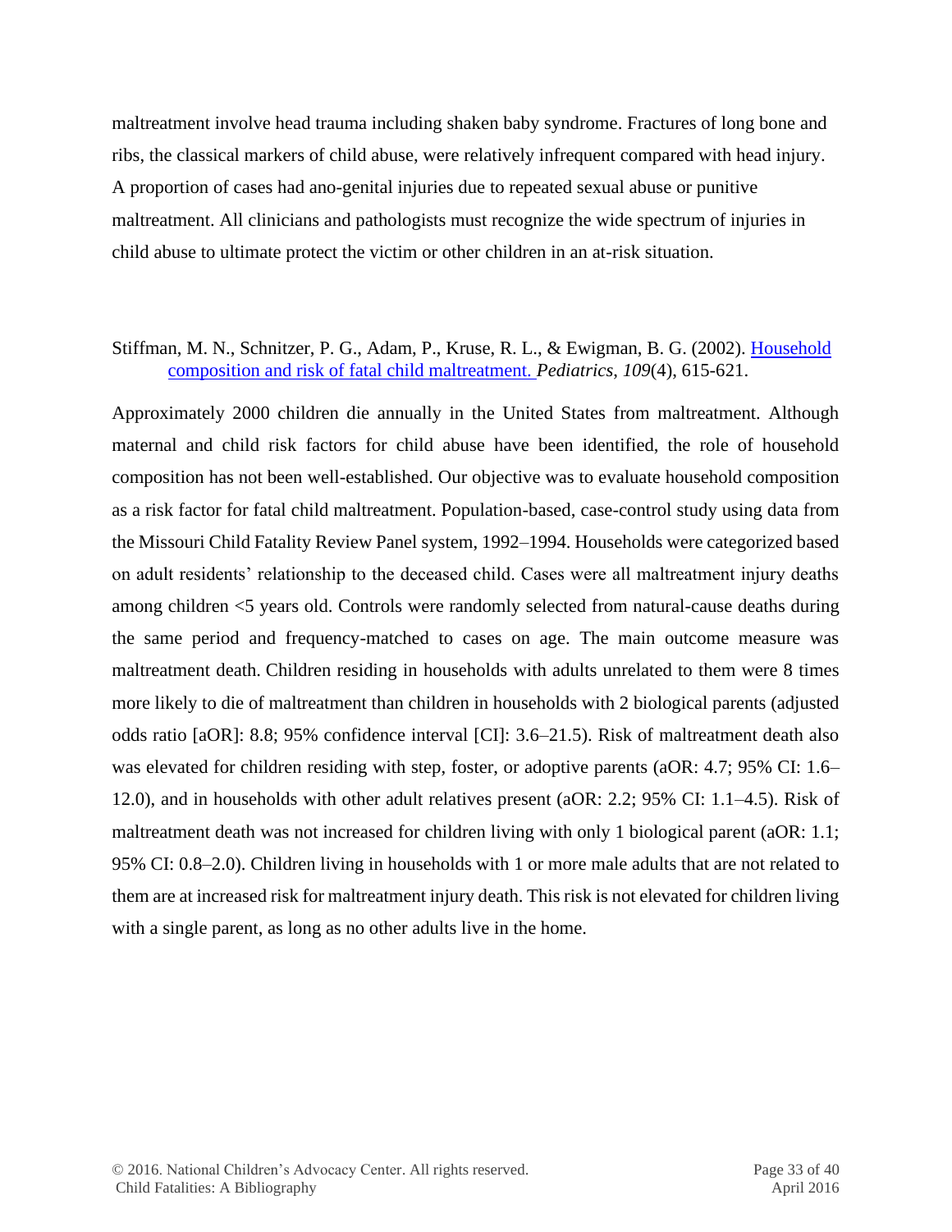maltreatment involve head trauma including shaken baby syndrome. Fractures of long bone and ribs, the classical markers of child abuse, were relatively infrequent compared with head injury. A proportion of cases had ano-genital injuries due to repeated sexual abuse or punitive maltreatment. All clinicians and pathologists must recognize the wide spectrum of injuries in child abuse to ultimate protect the victim or other children in an at-risk situation.

Stiffman, M. N., Schnitzer, P. G., Adam, P., Kruse, R. L., & Ewigman, B. G. (2002). [Household composition and risk of fatal child maltreatment.]() *Pediatrics*, *109*(4), 615-621.

Approximately 2000 children die annually in the United States from maltreatment. Although maternal and child risk factors for child abuse have been identified, the role of household composition has not been well-established. Our objective was to evaluate household composition as a risk factor for fatal child maltreatment. Population-based, case-control study using data from the Missouri Child Fatality Review Panel system, 1992–1994. Households were categorized based on adult residents' relationship to the deceased child. Cases were all maltreatment injury deaths among children <5 years old. Controls were randomly selected from natural-cause deaths during the same period and frequency-matched to cases on age. The main outcome measure was maltreatment death. Children residing in households with adults unrelated to them were 8 times more likely to die of maltreatment than children in households with 2 biological parents (adjusted odds ratio [aOR]: 8.8; 95% confidence interval [CI]: 3.6–21.5). Risk of maltreatment death also was elevated for children residing with step, foster, or adoptive parents (aOR: 4.7; 95% CI: 1.6–12.0), and in households with other adult relatives present (aOR: 2.2; 95% CI: 1.1–4.5). Risk of maltreatment death was not increased for children living with only 1 biological parent (aOR: 1.1; 95% CI: 0.8–2.0). Children living in households with 1 or more male adults that are not related to them are at increased risk for maltreatment injury death. This risk is not elevated for children living with a single parent, as long as no other adults live in the home.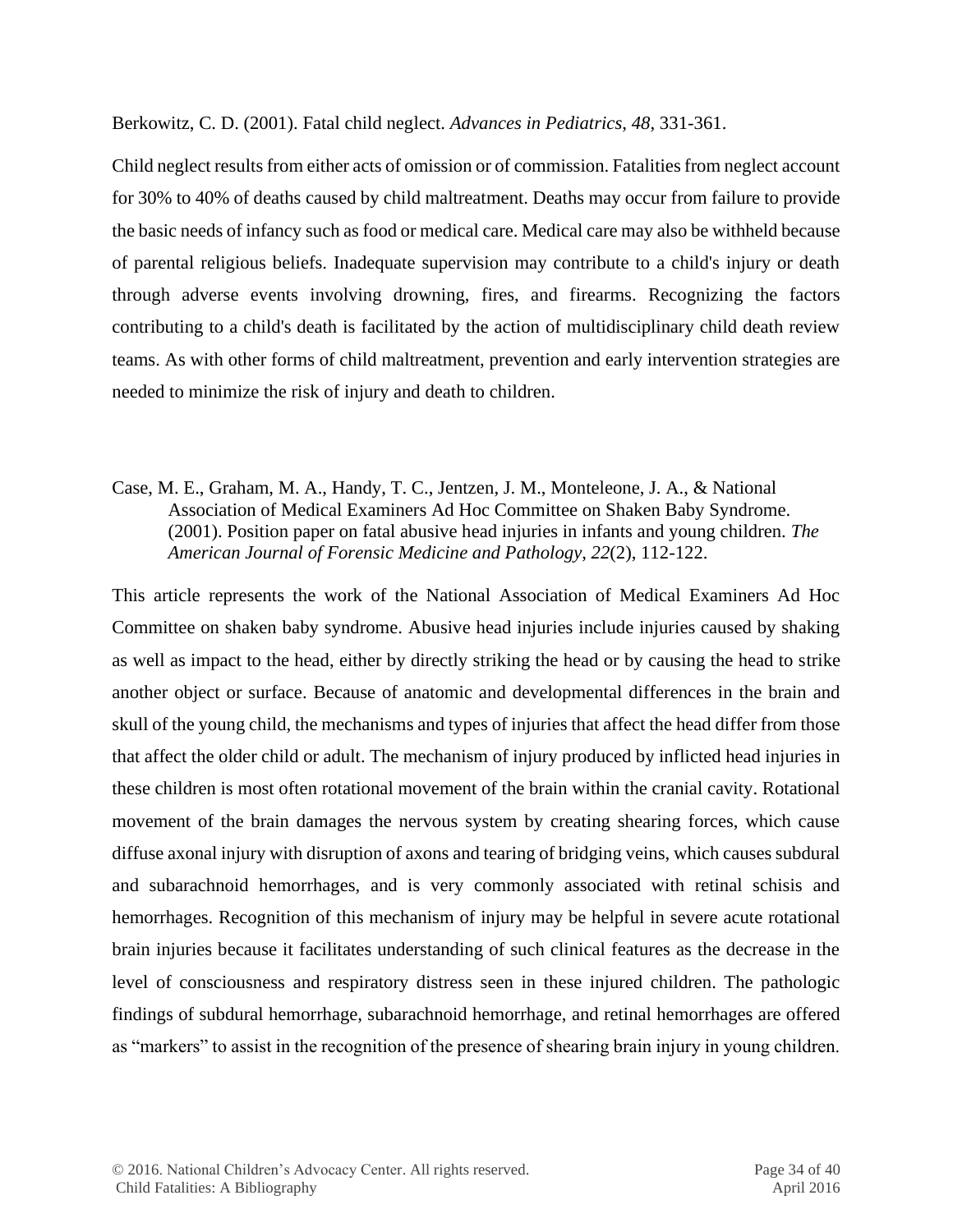Berkowitz, C. D. (2001). Fatal child neglect. *Advances in Pediatrics*, *48*, 331-361.

Child neglect results from either acts of omission or of commission. Fatalities from neglect account for 30% to 40% of deaths caused by child maltreatment. Deaths may occur from failure to provide the basic needs of infancy such as food or medical care. Medical care may also be withheld because of parental religious beliefs. Inadequate supervision may contribute to a child's injury or death through adverse events involving drowning, fires, and firearms. Recognizing the factors contributing to a child's death is facilitated by the action of multidisciplinary child death review teams. As with other forms of child maltreatment, prevention and early intervention strategies are needed to minimize the risk of injury and death to children.

Case, M. E., Graham, M. A., Handy, T. C., Jentzen, J. M., Monteleone, J. A., & National Association of Medical Examiners Ad Hoc Committee on Shaken Baby Syndrome. (2001). Position paper on fatal abusive head injuries in infants and young children. *The American Journal of Forensic Medicine and Pathology, 22*(2), 112-122.

This article represents the work of the National Association of Medical Examiners Ad Hoc Committee on shaken baby syndrome. Abusive head injuries include injuries caused by shaking as well as impact to the head, either by directly striking the head or by causing the head to strike another object or surface. Because of anatomic and developmental differences in the brain and skull of the young child, the mechanisms and types of injuries that affect the head differ from those that affect the older child or adult. The mechanism of injury produced by inflicted head injuries in these children is most often rotational movement of the brain within the cranial cavity. Rotational movement of the brain damages the nervous system by creating shearing forces, which cause diffuse axonal injury with disruption of axons and tearing of bridging veins, which causes subdural and subarachnoid hemorrhages, and is very commonly associated with retinal schisis and hemorrhages. Recognition of this mechanism of injury may be helpful in severe acute rotational brain injuries because it facilitates understanding of such clinical features as the decrease in the level of consciousness and respiratory distress seen in these injured children. The pathologic findings of subdural hemorrhage, subarachnoid hemorrhage, and retinal hemorrhages are offered as "markers" to assist in the recognition of the presence of shearing brain injury in young children.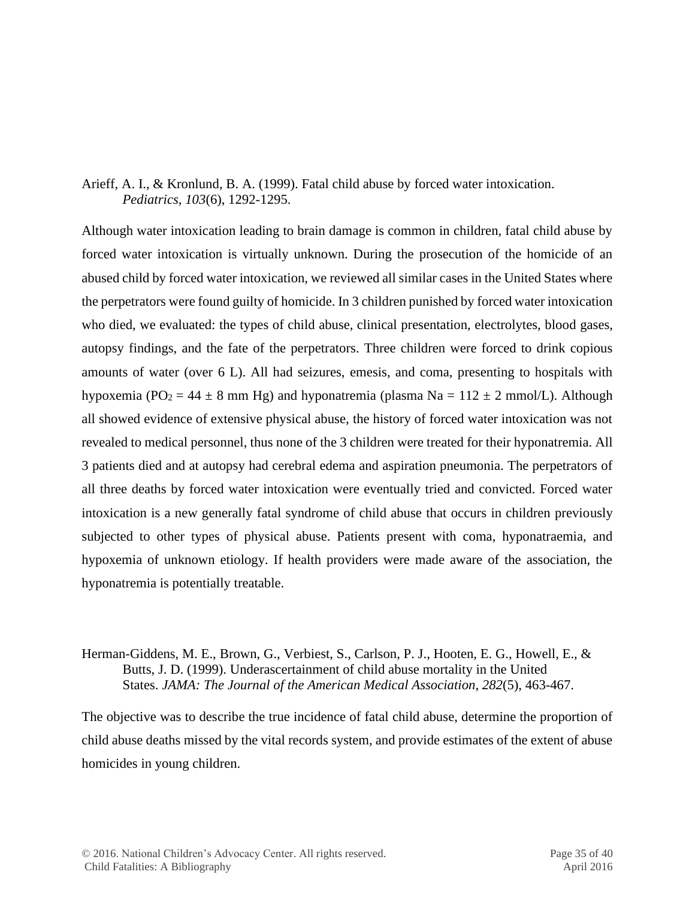Arieff, A. I., & Kronlund, B. A. (1999). Fatal child abuse by forced water intoxication. *Pediatrics*, *103*(6), 1292-1295.

Although water intoxication leading to brain damage is common in children, fatal child abuse by forced water intoxication is virtually unknown. During the prosecution of the homicide of an abused child by forced water intoxication, we reviewed all similar cases in the United States where the perpetrators were found guilty of homicide. In 3 children punished by forced water intoxication who died, we evaluated: the types of child abuse, clinical presentation, electrolytes, blood gases, autopsy findings, and the fate of the perpetrators. Three children were forced to drink copious amounts of water (over 6 L). All had seizures, emesis, and coma, presenting to hospitals with hypoxemia ($PO_2 = 44 \pm 8$ mm Hg) and hyponatremia (plasma Na = $112 \pm 2$ mmol/L). Although all showed evidence of extensive physical abuse, the history of forced water intoxication was not revealed to medical personnel, thus none of the 3 children were treated for their hyponatremia. All 3 patients died and at autopsy had cerebral edema and aspiration pneumonia. The perpetrators of all three deaths by forced water intoxication were eventually tried and convicted. Forced water intoxication is a new generally fatal syndrome of child abuse that occurs in children previously subjected to other types of physical abuse. Patients present with coma, hyponatraemia, and hypoxemia of unknown etiology. If health providers were made aware of the association, the hyponatremia is potentially treatable.

Herman-Giddens, M. E., Brown, G., Verbiest, S., Carlson, P. J., Hooten, E. G., Howell, E., & Butts, J. D. (1999). Underascertainment of child abuse mortality in the United States. *JAMA: The Journal of the American Medical Association*, *282*(5), 463-467.

The objective was to describe the true incidence of fatal child abuse, determine the proportion of child abuse deaths missed by the vital records system, and provide estimates of the extent of abuse homicides in young children.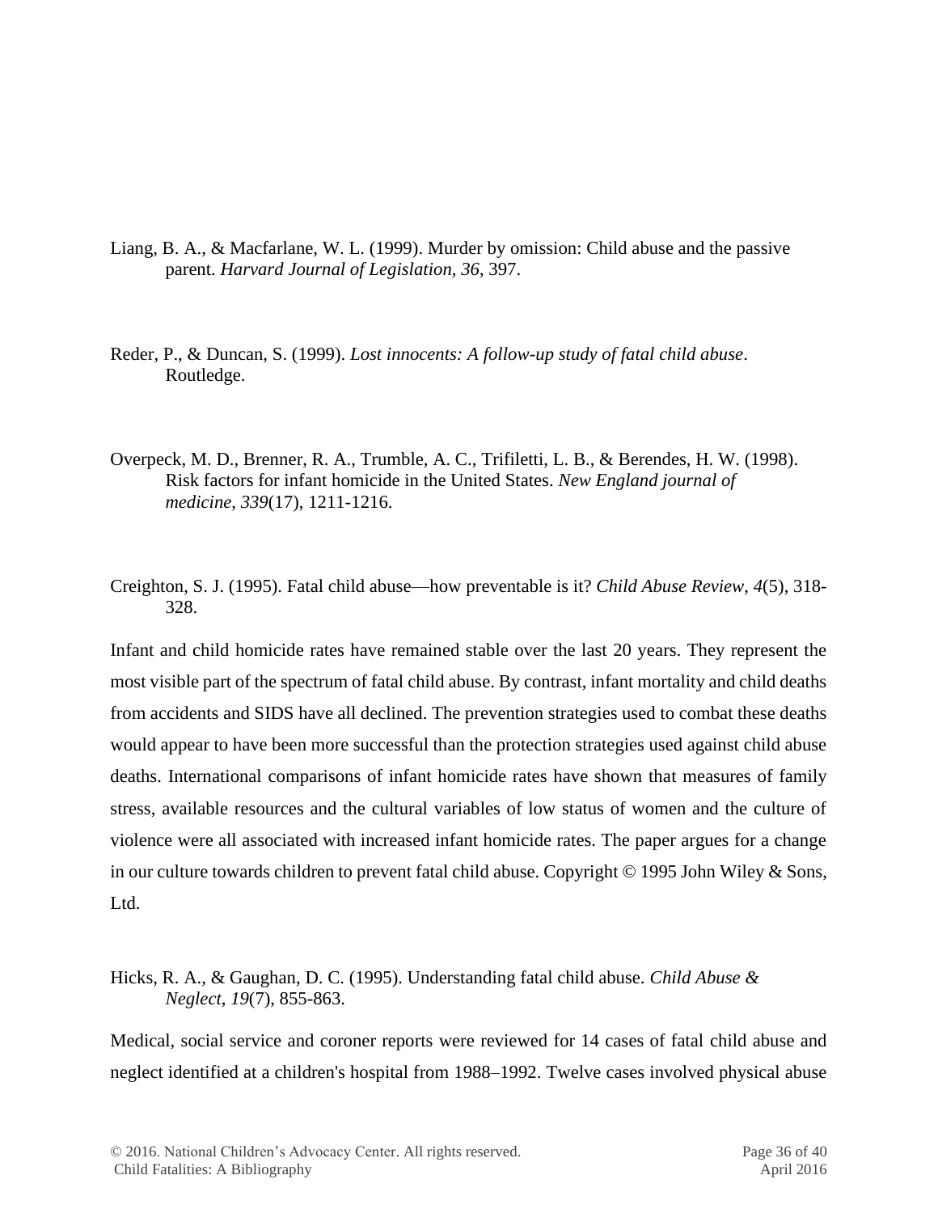Liang, B. A., & Macfarlane, W. L. (1999). Murder by omission: Child abuse and the passive parent. *Harvard Journal of Legislation*, *36*, 397.

Reder, P., & Duncan, S. (1999). *Lost innocents: A follow-up study of fatal child abuse*. Routledge.

Overpeck, M. D., Brenner, R. A., Trumble, A. C., Trifiletti, L. B., & Berendes, H. W. (1998). Risk factors for infant homicide in the United States. *New England journal of medicine*, *339*(17), 1211-1216.

Creighton, S. J. (1995). Fatal child abuse—how preventable is it? *Child Abuse Review*, *4*(5), 318-328.

Infant and child homicide rates have remained stable over the last 20 years. They represent the most visible part of the spectrum of fatal child abuse. By contrast, infant mortality and child deaths from accidents and SIDS have all declined. The prevention strategies used to combat these deaths would appear to have been more successful than the protection strategies used against child abuse deaths. International comparisons of infant homicide rates have shown that measures of family stress, available resources and the cultural variables of low status of women and the culture of violence were all associated with increased infant homicide rates. The paper argues for a change in our culture towards children to prevent fatal child abuse. Copyright © 1995 John Wiley & Sons, Ltd.

Hicks, R. A., & Gaughan, D. C. (1995). Understanding fatal child abuse. *Child Abuse & Neglect*, *19*(7), 855-863.

Medical, social service and coroner reports were reviewed for 14 cases of fatal child abuse and neglect identified at a children's hospital from 1988–1992. Twelve cases involved physical abuse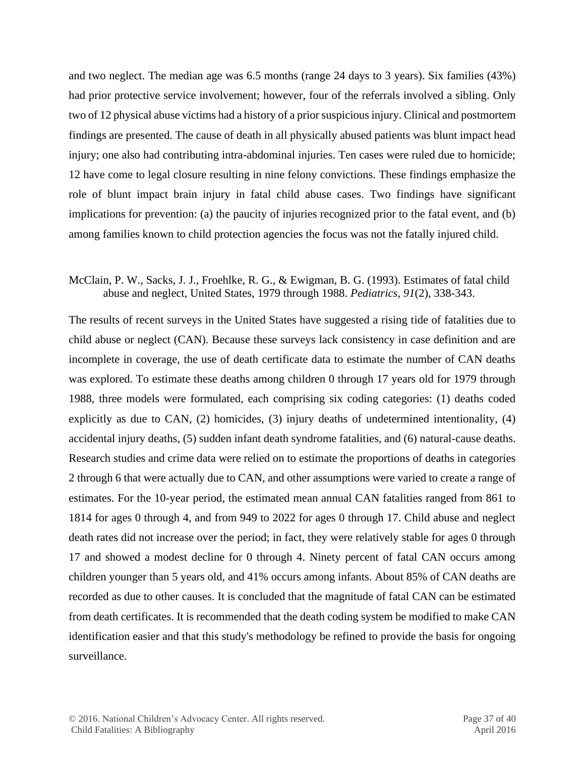and two neglect. The median age was 6.5 months (range 24 days to 3 years). Six families (43%) had prior protective service involvement; however, four of the referrals involved a sibling. Only two of 12 physical abuse victims had a history of a prior suspicious injury. Clinical and postmortem findings are presented. The cause of death in all physically abused patients was blunt impact head injury; one also had contributing intra-abdominal injuries. Ten cases were ruled due to homicide; 12 have come to legal closure resulting in nine felony convictions. These findings emphasize the role of blunt impact brain injury in fatal child abuse cases. Two findings have significant implications for prevention: (a) the paucity of injuries recognized prior to the fatal event, and (b) among families known to child protection agencies the focus was not the fatally injured child.

McClain, P. W., Sacks, J. J., Froehlke, R. G., & Ewigman, B. G. (1993). Estimates of fatal child abuse and neglect, United States, 1979 through 1988. *Pediatrics*, *91*(2), 338-343.

The results of recent surveys in the United States have suggested a rising tide of fatalities due to child abuse or neglect (CAN). Because these surveys lack consistency in case definition and are incomplete in coverage, the use of death certificate data to estimate the number of CAN deaths was explored. To estimate these deaths among children 0 through 17 years old for 1979 through 1988, three models were formulated, each comprising six coding categories: (1) deaths coded explicitly as due to CAN, (2) homicides, (3) injury deaths of undetermined intentionality, (4) accidental injury deaths, (5) sudden infant death syndrome fatalities, and (6) natural-cause deaths. Research studies and crime data were relied on to estimate the proportions of deaths in categories 2 through 6 that were actually due to CAN, and other assumptions were varied to create a range of estimates. For the 10-year period, the estimated mean annual CAN fatalities ranged from 861 to 1814 for ages 0 through 4, and from 949 to 2022 for ages 0 through 17. Child abuse and neglect death rates did not increase over the period; in fact, they were relatively stable for ages 0 through 17 and showed a modest decline for 0 through 4. Ninety percent of fatal CAN occurs among children younger than 5 years old, and 41% occurs among infants. About 85% of CAN deaths are recorded as due to other causes. It is concluded that the magnitude of fatal CAN can be estimated from death certificates. It is recommended that the death coding system be modified to make CAN identification easier and that this study's methodology be refined to provide the basis for ongoing surveillance.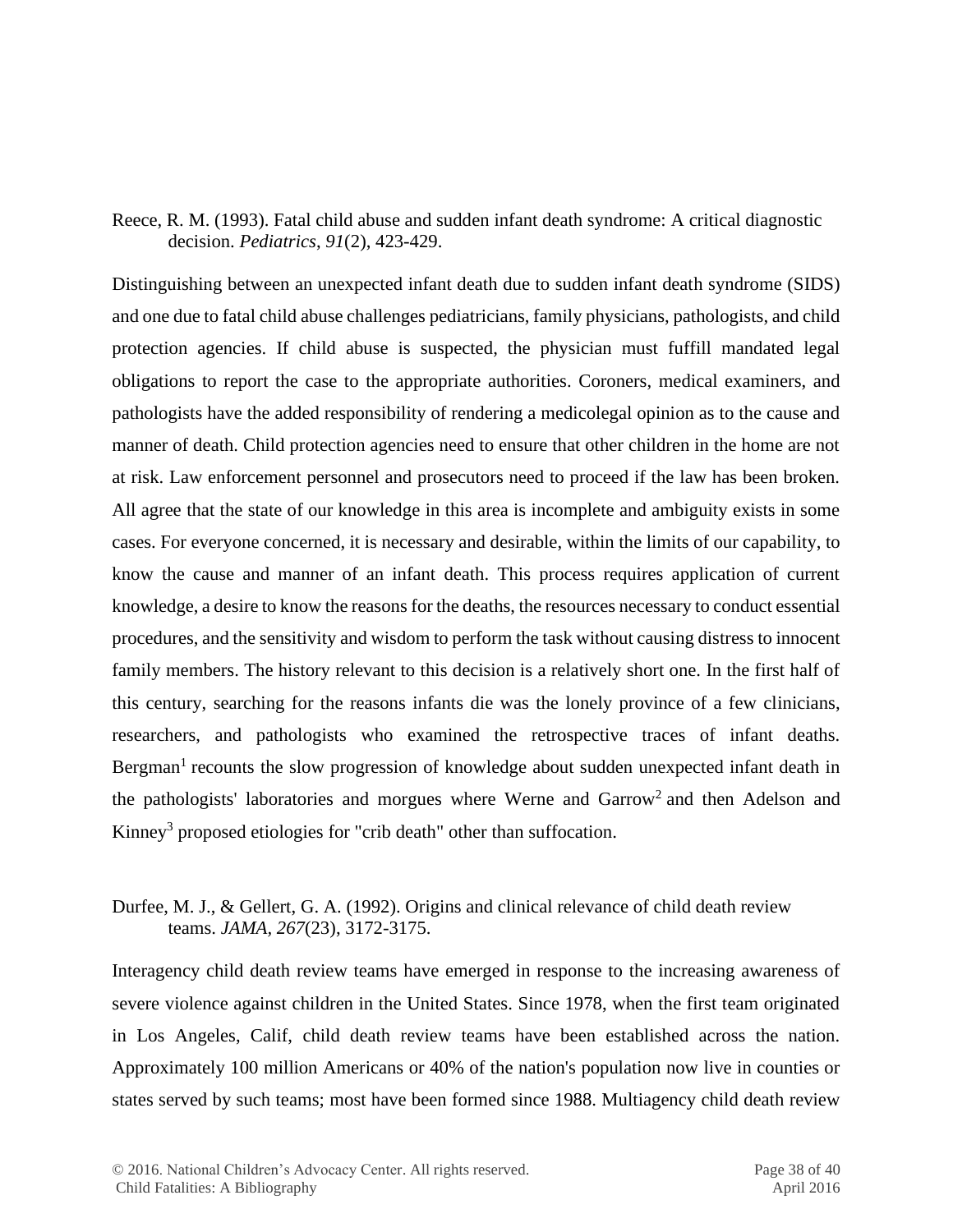Reece, R. M. (1993). Fatal child abuse and sudden infant death syndrome: A critical diagnostic decision. *Pediatrics, 91*(2), 423-429.

Distinguishing between an unexpected infant death due to sudden infant death syndrome (SIDS) and one due to fatal child abuse challenges pediatricians, family physicians, pathologists, and child protection agencies. If child abuse is suspected, the physician must fuffill mandated legal obligations to report the case to the appropriate authorities. Coroners, medical examiners, and pathologists have the added responsibility of rendering a medicolegal opinion as to the cause and manner of death. Child protection agencies need to ensure that other children in the home are not at risk. Law enforcement personnel and prosecutors need to proceed if the law has been broken. All agree that the state of our knowledge in this area is incomplete and ambiguity exists in some cases. For everyone concerned, it is necessary and desirable, within the limits of our capability, to know the cause and manner of an infant death. This process requires application of current knowledge, a desire to know the reasons for the deaths, the resources necessary to conduct essential procedures, and the sensitivity and wisdom to perform the task without causing distress to innocent family members. The history relevant to this decision is a relatively short one. In the first half of this century, searching for the reasons infants die was the lonely province of a few clinicians, researchers, and pathologists who examined the retrospective traces of infant deaths. Bergman[1] recounts the slow progression of knowledge about sudden unexpected infant death in the pathologists' laboratories and morgues where Werne and Garrow[2] and then Adelson and Kinney[3] proposed etiologies for "crib death" other than suffocation.

Durfee, M. J., & Gellert, G. A. (1992). Origins and clinical relevance of child death review teams. *JAMA, 267*(23), 3172-3175.

Interagency child death review teams have emerged in response to the increasing awareness of severe violence against children in the United States. Since 1978, when the first team originated in Los Angeles, Calif, child death review teams have been established across the nation. Approximately 100 million Americans or 40% of the nation's population now live in counties or states served by such teams; most have been formed since 1988. Multiagency child death review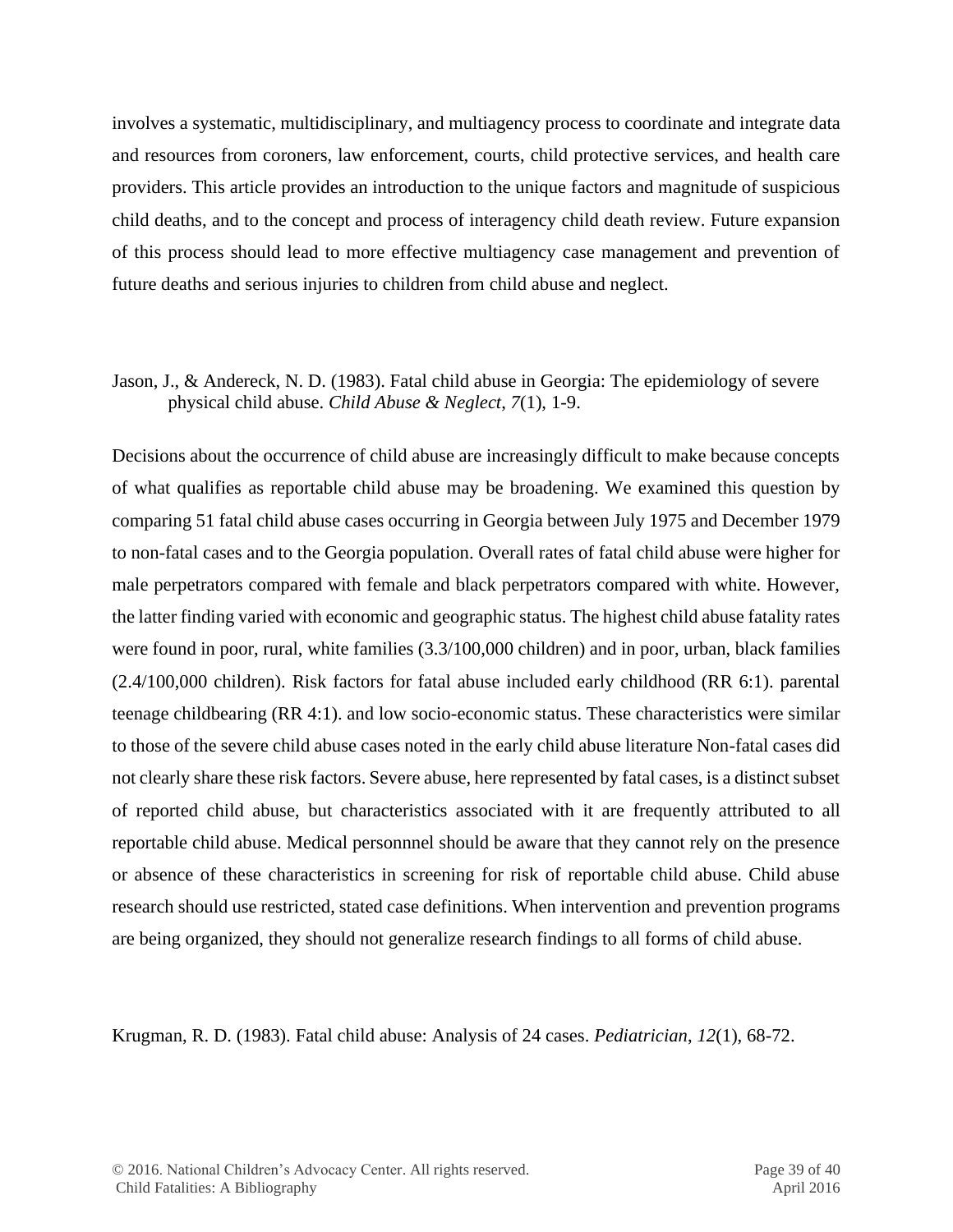involves a systematic, multidisciplinary, and multiagency process to coordinate and integrate data and resources from coroners, law enforcement, courts, child protective services, and health care providers. This article provides an introduction to the unique factors and magnitude of suspicious child deaths, and to the concept and process of interagency child death review. Future expansion of this process should lead to more effective multiagency case management and prevention of future deaths and serious injuries to children from child abuse and neglect.

Jason, J., & Andereck, N. D. (1983). Fatal child abuse in Georgia: The epidemiology of severe physical child abuse. *Child Abuse & Neglect*, *7*(1), 1-9.

Decisions about the occurrence of child abuse are increasingly difficult to make because concepts of what qualifies as reportable child abuse may be broadening. We examined this question by comparing 51 fatal child abuse cases occurring in Georgia between July 1975 and December 1979 to non-fatal cases and to the Georgia population. Overall rates of fatal child abuse were higher for male perpetrators compared with female and black perpetrators compared with white. However, the latter finding varied with economic and geographic status. The highest child abuse fatality rates were found in poor, rural, white families (3.3/100,000 children) and in poor, urban, black families (2.4/100,000 children). Risk factors for fatal abuse included early childhood (RR 6:1). parental teenage childbearing (RR 4:1). and low socio-economic status. These characteristics were similar to those of the severe child abuse cases noted in the early child abuse literature Non-fatal cases did not clearly share these risk factors. Severe abuse, here represented by fatal cases, is a distinct subset of reported child abuse, but characteristics associated with it are frequently attributed to all reportable child abuse. Medical personnnel should be aware that they cannot rely on the presence or absence of these characteristics in screening for risk of reportable child abuse. Child abuse research should use restricted, stated case definitions. When intervention and prevention programs are being organized, they should not generalize research findings to all forms of child abuse.

Krugman, R. D. (1983). Fatal child abuse: Analysis of 24 cases. *Pediatrician*, *12*(1), 68-72.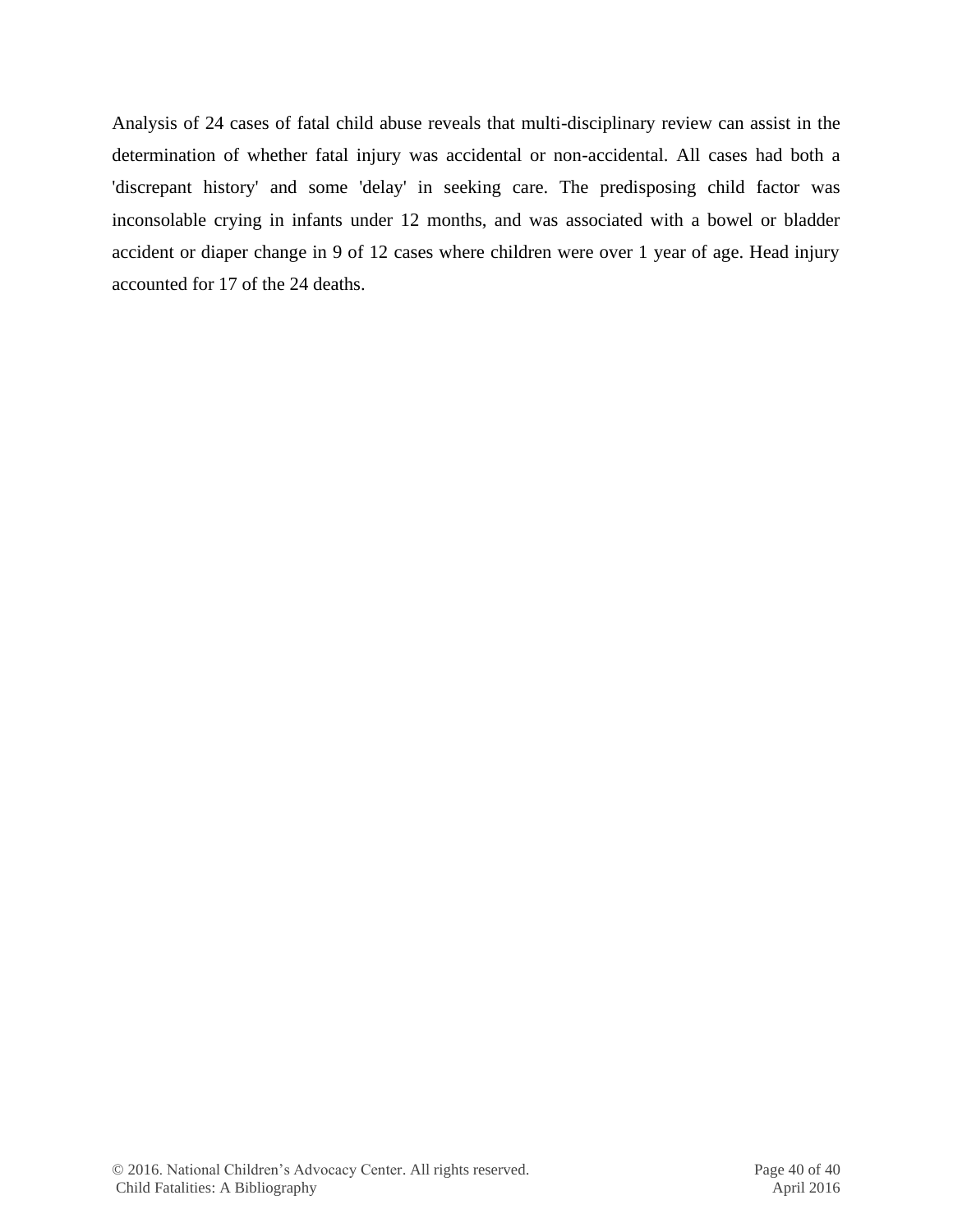Analysis of 24 cases of fatal child abuse reveals that multi-disciplinary review can assist in the determination of whether fatal injury was accidental or non-accidental. All cases had both a 'discrepant history' and some 'delay' in seeking care. The predisposing child factor was inconsolable crying in infants under 12 months, and was associated with a bowel or bladder accident or diaper change in 9 of 12 cases where children were over 1 year of age. Head injury accounted for 17 of the 24 deaths.